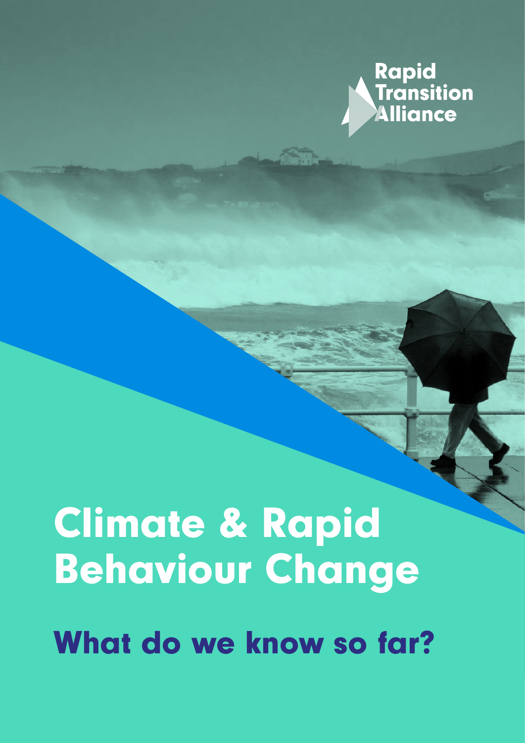Rapid Transition Alliance

# Climate & Rapid Behaviour Change

## What do we know so far?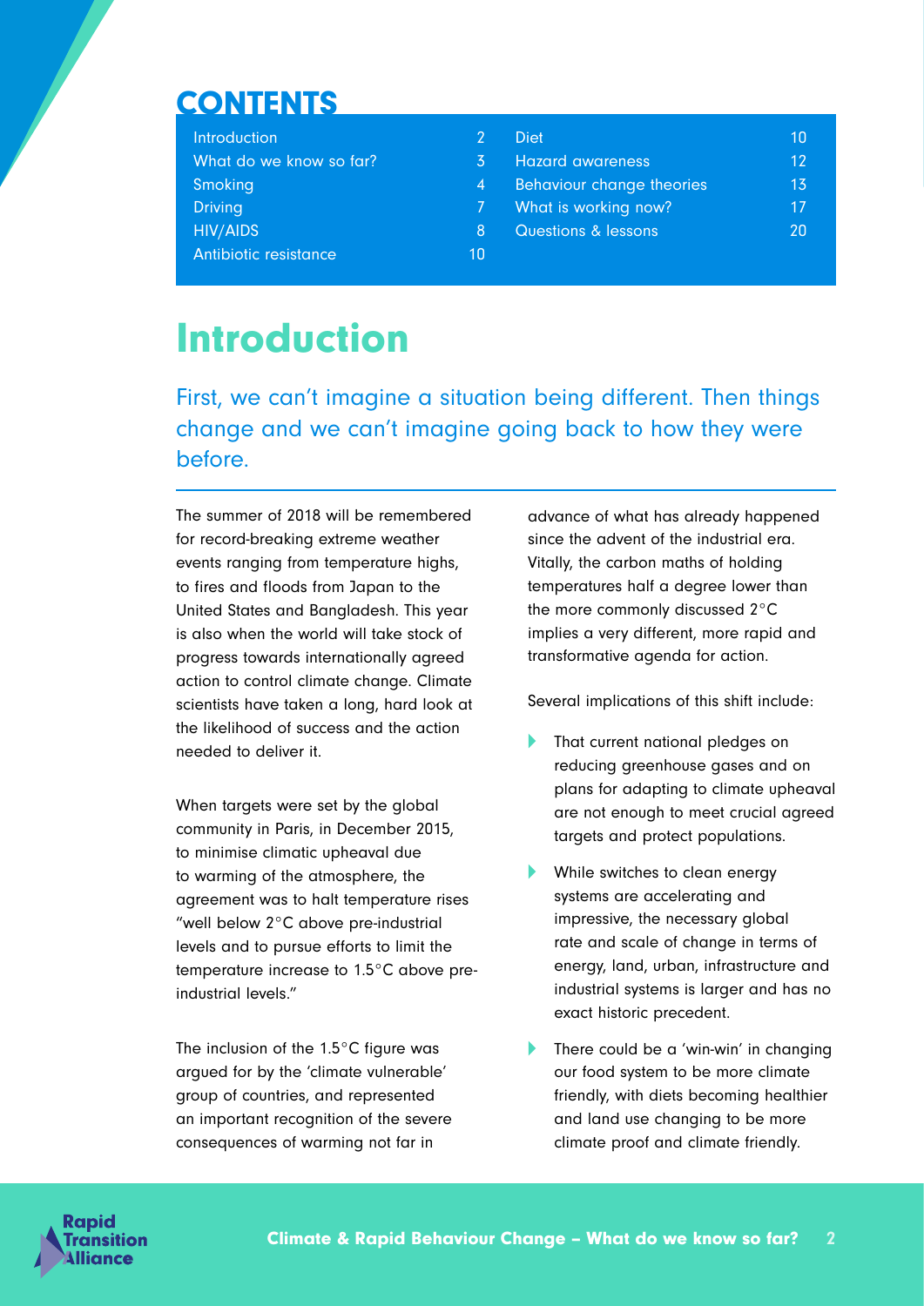## CONTENTS

| | | | |
|---|---|---|---|
| Introduction | 2 | Diet | 10 |
| What do we know so far? | 3 | Hazard awareness | 12 |
| Smoking | 4 | Behaviour change theories | 13 |
| Driving | 7 | What is working now? | 17 |
| HIV/AIDS | 8 | Questions & lessons | 20 |
| Antibiotic resistance | 10 | | |

# Introduction

First, we can't imagine a situation being different. Then things change and we can't imagine going back to how they were before.

The summer of 2018 will be remembered for record-breaking extreme weather events ranging from temperature highs, to fires and floods from Japan to the United States and Bangladesh. This year is also when the world will take stock of progress towards internationally agreed action to control climate change. Climate scientists have taken a long, hard look at the likelihood of success and the action needed to deliver it.

When targets were set by the global community in Paris, in December 2015, to minimise climatic upheaval due to warming of the atmosphere, the agreement was to halt temperature rises "well below 2°C above pre-industrial levels and to pursue efforts to limit the temperature increase to 1.5°C above pre-industrial levels."

The inclusion of the 1.5°C figure was argued for by the 'climate vulnerable' group of countries, and represented an important recognition of the severe consequences of warming not far in advance of what has already happened since the advent of the industrial era. Vitally, the carbon maths of holding temperatures half a degree lower than the more commonly discussed 2°C implies a very different, more rapid and transformative agenda for action.

Several implications of this shift include:

- That current national pledges on reducing greenhouse gases and on plans for adapting to climate upheaval are not enough to meet crucial agreed targets and protect populations.
- While switches to clean energy systems are accelerating and impressive, the necessary global rate and scale of change in terms of energy, land, urban, infrastructure and industrial systems is larger and has no exact historic precedent.
- There could be a 'win-win' in changing our food system to be more climate friendly, with diets becoming healthier and land use changing to be more climate proof and climate friendly.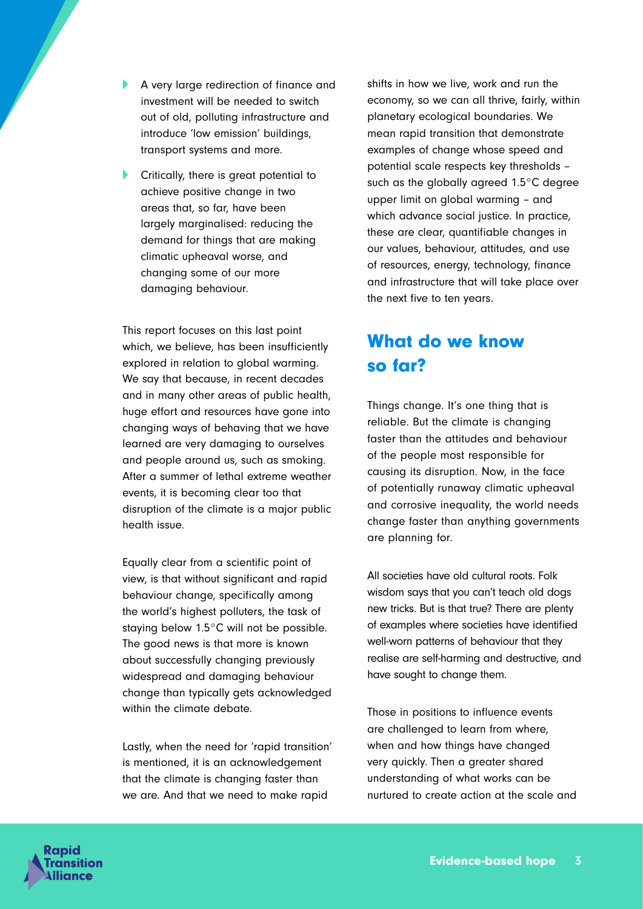- A very large redirection of finance and investment will be needed to switch out of old, polluting infrastructure and introduce 'low emission' buildings, transport systems and more.
- Critically, there is great potential to achieve positive change in two areas that, so far, have been largely marginalised: reducing the demand for things that are making climatic upheaval worse, and changing some of our more damaging behaviour.

This report focuses on this last point which, we believe, has been insufficiently explored in relation to global warming. We say that because, in recent decades and in many other areas of public health, huge effort and resources have gone into changing ways of behaving that we have learned are very damaging to ourselves and people around us, such as smoking. After a summer of lethal extreme weather events, it is becoming clear too that disruption of the climate is a major public health issue.

Equally clear from a scientific point of view, is that without significant and rapid behaviour change, specifically among the world's highest polluters, the task of staying below 1.5°C will not be possible. The good news is that more is known about successfully changing previously widespread and damaging behaviour change than typically gets acknowledged within the climate debate.

Lastly, when the need for 'rapid transition' is mentioned, it is an acknowledgement that the climate is changing faster than we are. And that we need to make rapid shifts in how we live, work and run the economy, so we can all thrive, fairly, within planetary ecological boundaries. We mean rapid transition that demonstrate examples of change whose speed and potential scale respects key thresholds – such as the globally agreed 1.5°C degree upper limit on global warming – and which advance social justice. In practice, these are clear, quantifiable changes in our values, behaviour, attitudes, and use of resources, energy, technology, finance and infrastructure that will take place over the next five to ten years.

## What do we know so far?

Things change. It's one thing that is reliable. But the climate is changing faster than the attitudes and behaviour of the people most responsible for causing its disruption. Now, in the face of potentially runaway climatic upheaval and corrosive inequality, the world needs change faster than anything governments are planning for.

All societies have old cultural roots. Folk wisdom says that you can't teach old dogs new tricks. But is that true? There are plenty of examples where societies have identified well-worn patterns of behaviour that they realise are self-harming and destructive, and have sought to change them.

Those in positions to influence events are challenged to learn from where, when and how things have changed very quickly. Then a greater shared understanding of what works can be nurtured to create action at the scale and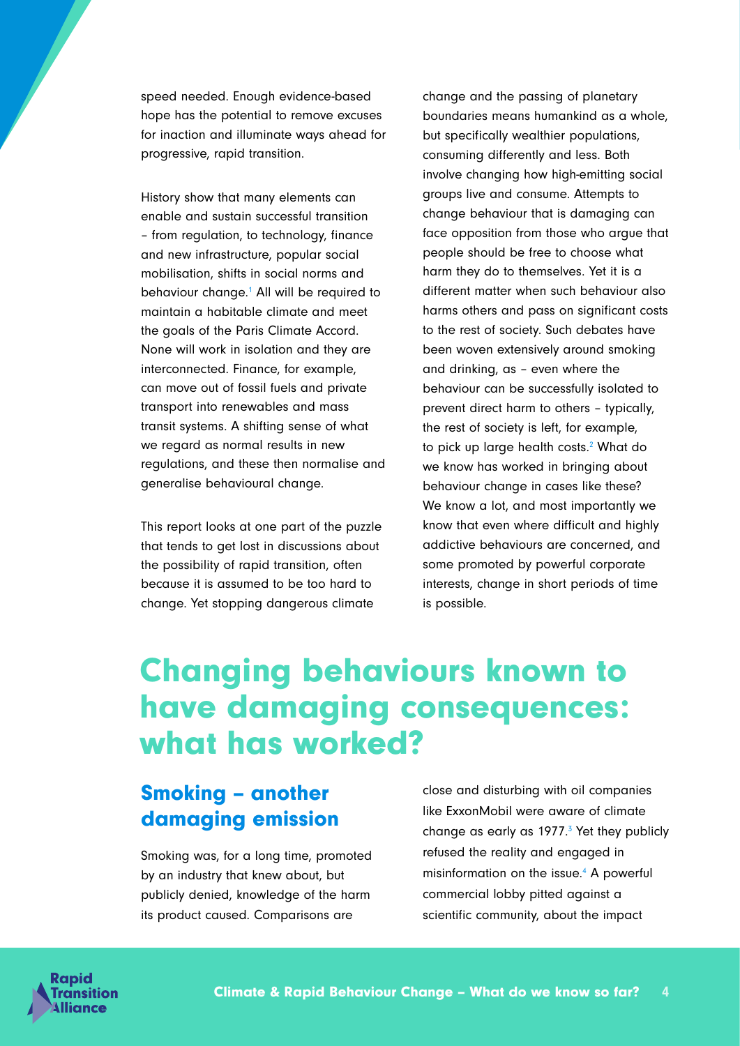speed needed. Enough evidence-based hope has the potential to remove excuses for inaction and illuminate ways ahead for progressive, rapid transition.

History show that many elements can enable and sustain successful transition – from regulation, to technology, finance and new infrastructure, popular social mobilisation, shifts in social norms and behaviour change.[1] All will be required to maintain a habitable climate and meet the goals of the Paris Climate Accord. None will work in isolation and they are interconnected. Finance, for example, can move out of fossil fuels and private transport into renewables and mass transit systems. A shifting sense of what we regard as normal results in new regulations, and these then normalise and generalise behavioural change.

This report looks at one part of the puzzle that tends to get lost in discussions about the possibility of rapid transition, often because it is assumed to be too hard to change. Yet stopping dangerous climate change and the passing of planetary boundaries means humankind as a whole, but specifically wealthier populations, consuming differently and less. Both involve changing how high-emitting social groups live and consume. Attempts to change behaviour that is damaging can face opposition from those who argue that people should be free to choose what harm they do to themselves. Yet it is a different matter when such behaviour also harms others and pass on significant costs to the rest of society. Such debates have been woven extensively around smoking and drinking, as – even where the behaviour can be successfully isolated to prevent direct harm to others – typically, the rest of society is left, for example, to pick up large health costs.[2] What do we know has worked in bringing about behaviour change in cases like these? We know a lot, and most importantly we know that even where difficult and highly addictive behaviours are concerned, and some promoted by powerful corporate interests, change in short periods of time is possible.

# Changing behaviours known to have damaging consequences: what has worked?

## Smoking – another damaging emission

Smoking was, for a long time, promoted by an industry that knew about, but publicly denied, knowledge of the harm its product caused. Comparisons are close and disturbing with oil companies like ExxonMobil were aware of climate change as early as 1977.[3] Yet they publicly refused the reality and engaged in misinformation on the issue.[4] A powerful commercial lobby pitted against a scientific community, about the impact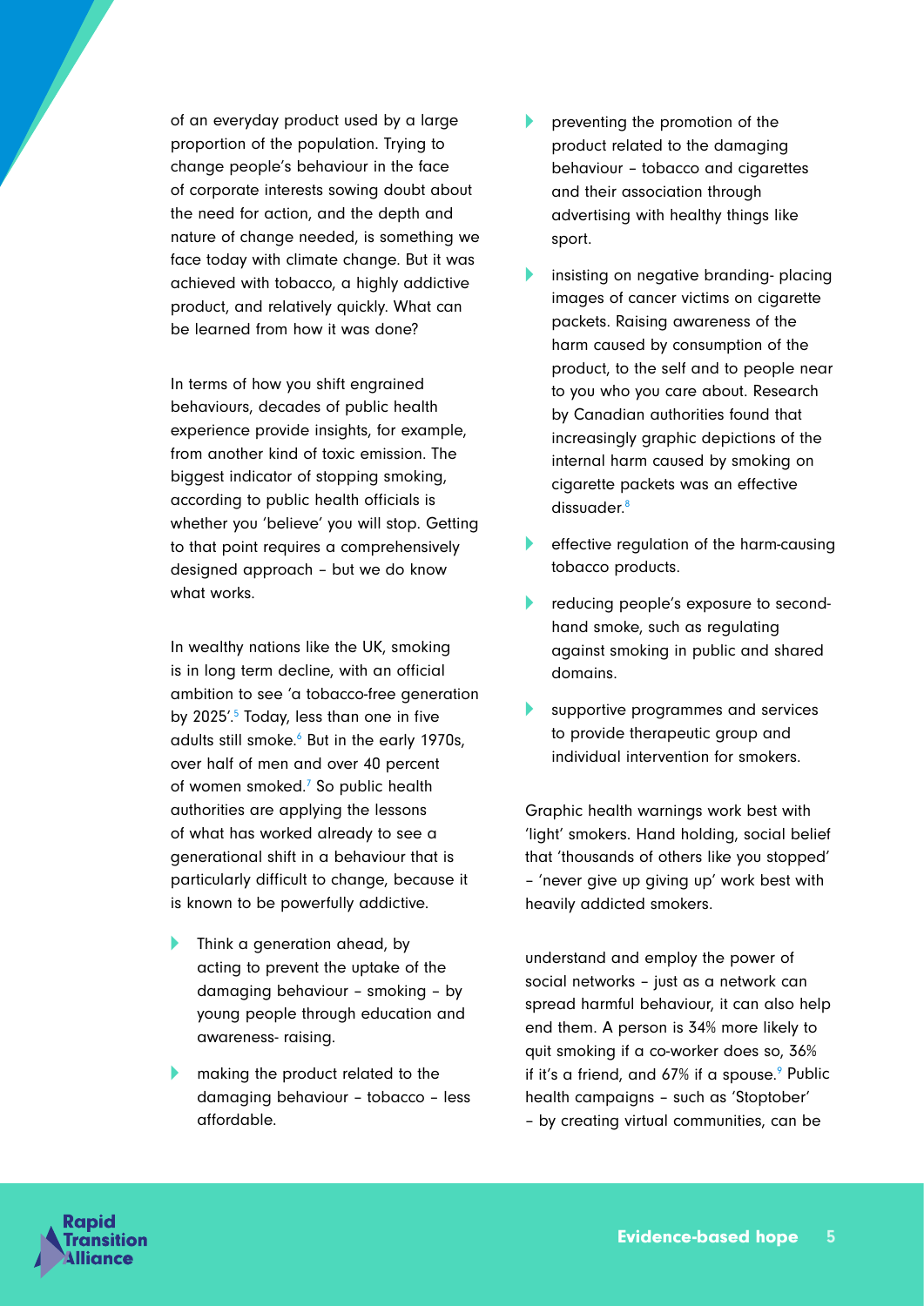of an everyday product used by a large proportion of the population. Trying to change people's behaviour in the face of corporate interests sowing doubt about the need for action, and the depth and nature of change needed, is something we face today with climate change. But it was achieved with tobacco, a highly addictive product, and relatively quickly. What can be learned from how it was done?

In terms of how you shift engrained behaviours, decades of public health experience provide insights, for example, from another kind of toxic emission. The biggest indicator of stopping smoking, according to public health officials is whether you 'believe' you will stop. Getting to that point requires a comprehensively designed approach – but we do know what works.

In wealthy nations like the UK, smoking is in long term decline, with an official ambition to see 'a tobacco-free generation by 2025'.[5] Today, less than one in five adults still smoke.[6] But in the early 1970s, over half of men and over 40 percent of women smoked.[7] So public health authorities are applying the lessons of what has worked already to see a generational shift in a behaviour that is particularly difficult to change, because it is known to be powerfully addictive.

- Think a generation ahead, by acting to prevent the uptake of the damaging behaviour – smoking – by young people through education and awareness- raising.
- making the product related to the damaging behaviour – tobacco – less affordable.
- preventing the promotion of the product related to the damaging behaviour – tobacco and cigarettes and their association through advertising with healthy things like sport.
- insisting on negative branding- placing images of cancer victims on cigarette packets. Raising awareness of the harm caused by consumption of the product, to the self and to people near to you who you care about. Research by Canadian authorities found that increasingly graphic depictions of the internal harm caused by smoking on cigarette packets was an effective dissuader.[8]
- effective regulation of the harm-causing tobacco products.
- reducing people's exposure to second-hand smoke, such as regulating against smoking in public and shared domains.
- supportive programmes and services to provide therapeutic group and individual intervention for smokers.

Graphic health warnings work best with 'light' smokers. Hand holding, social belief that 'thousands of others like you stopped' – 'never give up giving up' work best with heavily addicted smokers.

understand and employ the power of social networks – just as a network can spread harmful behaviour, it can also help end them. A person is 34% more likely to quit smoking if a co-worker does so, 36% if it's a friend, and 67% if a spouse.[9] Public health campaigns – such as 'Stoptober' – by creating virtual communities, can be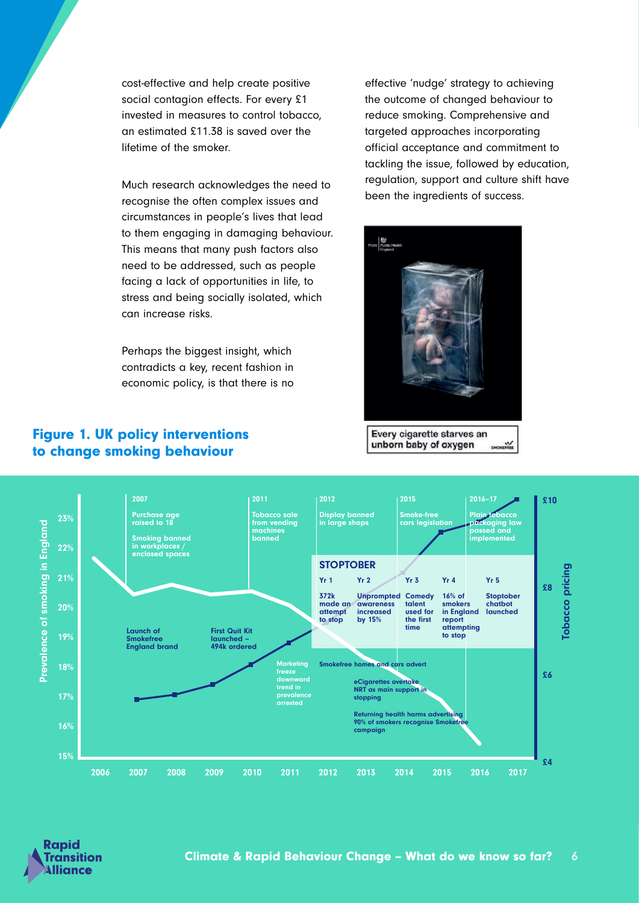cost-effective and help create positive social contagion effects. For every £1 invested in measures to control tobacco, an estimated £11.38 is saved over the lifetime of the smoker.

Much research acknowledges the need to recognise the often complex issues and circumstances in people's lives that lead to them engaging in damaging behaviour. This means that many push factors also need to be addressed, such as people facing a lack of opportunities in life, to stress and being socially isolated, which can increase risks.

Perhaps the biggest insight, which contradicts a key, recent fashion in economic policy, is that there is no effective 'nudge' strategy to achieving the outcome of changed behaviour to reduce smoking. Comprehensive and targeted approaches incorporating official acceptance and commitment to tackling the issue, followed by education, regulation, support and culture shift have been the ingredients of success.

Every cigarette starves an unborn baby of oxygen

## Figure 1. UK policy interventions to change smoking behaviour

Prevalence of smoking in England (15%–23%) and Tobacco pricing (£4–£10), 2006–2017

- **2007**: Purchase age raised to 18; Smoking banned in workplaces / enclosed spaces; Launch of Smokefree England brand
- **2009**: First Quit Kit launched – 494k ordered
- **2011**: Tobacco sale from vending machines banned; Marketing freeze downward trend in prevalence arrested
- **2012**: Display banned in large shops
- **2015**: Smoke-free cars legislation
- **2016–17**: Plain tobacco packaging law passed and implemented

**STOPTOBER**

- Yr 1: 372k made an attempt to stop
- Yr 2: Unprompted awareness increased by 15%
- Yr 3: Comedy talent used for the first time
- Yr 4: 16% of smokers in England report attempting to stop
- Yr 5: Stoptober chatbot launched

Smokefree homes and cars advert

eCigarettes overtake NRT as main support in stopping

Returning health harms advertising 90% of smokers recognise Smokefree campaign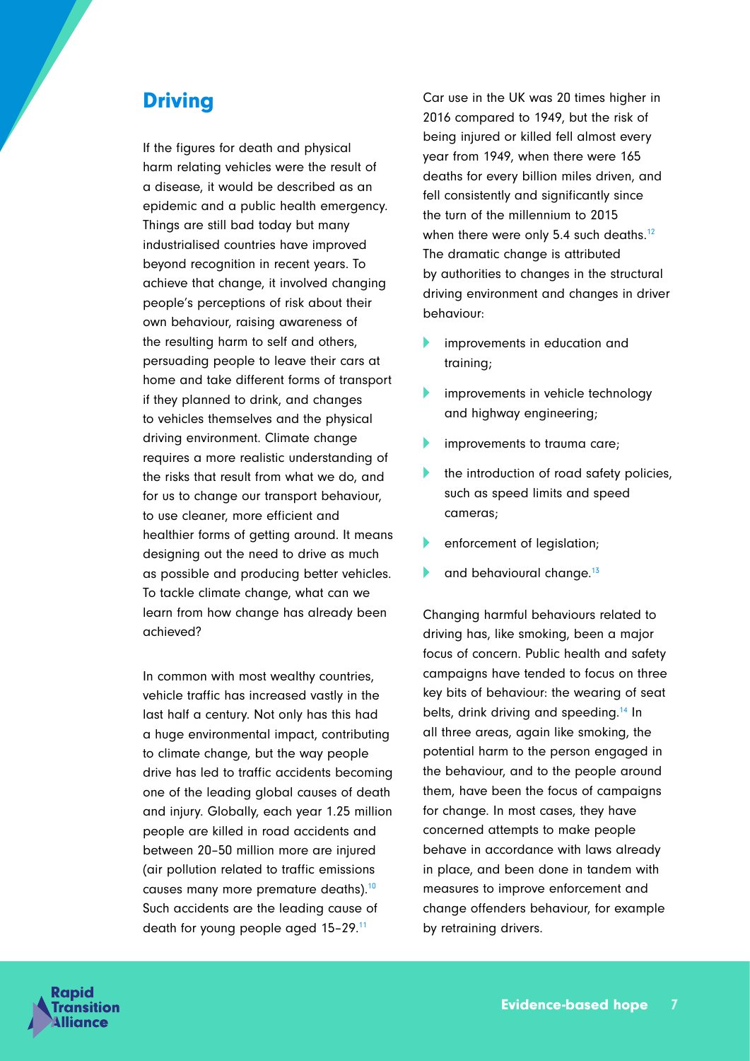## Driving

If the figures for death and physical harm relating vehicles were the result of a disease, it would be described as an epidemic and a public health emergency. Things are still bad today but many industrialised countries have improved beyond recognition in recent years. To achieve that change, it involved changing people's perceptions of risk about their own behaviour, raising awareness of the resulting harm to self and others, persuading people to leave their cars at home and take different forms of transport if they planned to drink, and changes to vehicles themselves and the physical driving environment. Climate change requires a more realistic understanding of the risks that result from what we do, and for us to change our transport behaviour, to use cleaner, more efficient and healthier forms of getting around. It means designing out the need to drive as much as possible and producing better vehicles. To tackle climate change, what can we learn from how change has already been achieved?

In common with most wealthy countries, vehicle traffic has increased vastly in the last half a century. Not only has this had a huge environmental impact, contributing to climate change, but the way people drive has led to traffic accidents becoming one of the leading global causes of death and injury. Globally, each year 1.25 million people are killed in road accidents and between 20–50 million more are injured (air pollution related to traffic emissions causes many more premature deaths).[10] Such accidents are the leading cause of death for young people aged 15–29.[11]

Car use in the UK was 20 times higher in 2016 compared to 1949, but the risk of being injured or killed fell almost every year from 1949, when there were 165 deaths for every billion miles driven, and fell consistently and significantly since the turn of the millennium to 2015 when there were only 5.4 such deaths.[12] The dramatic change is attributed by authorities to changes in the structural driving environment and changes in driver behaviour:

- improvements in education and training;
- improvements in vehicle technology and highway engineering;
- improvements to trauma care;
- the introduction of road safety policies, such as speed limits and speed cameras;
- enforcement of legislation;
- and behavioural change.[13]

Changing harmful behaviours related to driving has, like smoking, been a major focus of concern. Public health and safety campaigns have tended to focus on three key bits of behaviour: the wearing of seat belts, drink driving and speeding.[14] In all three areas, again like smoking, the potential harm to the person engaged in the behaviour, and to the people around them, have been the focus of campaigns for change. In most cases, they have concerned attempts to make people behave in accordance with laws already in place, and been done in tandem with measures to improve enforcement and change offenders behaviour, for example by retraining drivers.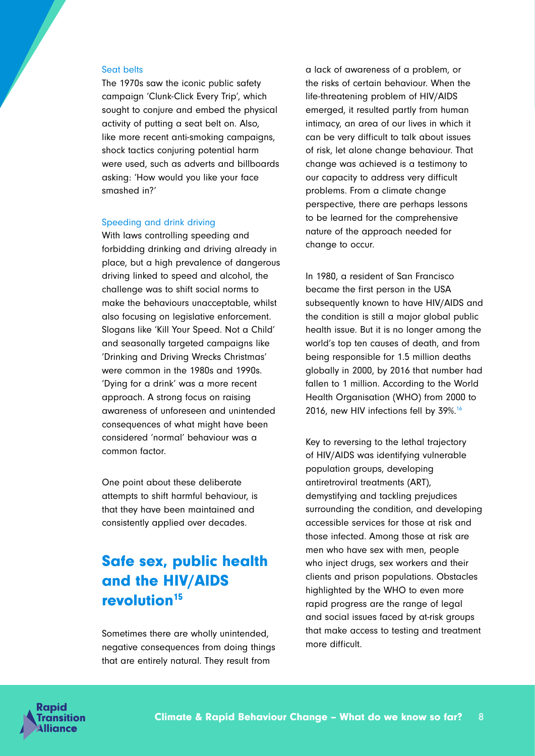### Seat belts

The 1970s saw the iconic public safety campaign 'Clunk-Click Every Trip', which sought to conjure and embed the physical activity of putting a seat belt on. Also, like more recent anti-smoking campaigns, shock tactics conjuring potential harm were used, such as adverts and billboards asking: 'How would you like your face smashed in?'

### Speeding and drink driving

With laws controlling speeding and forbidding drinking and driving already in place, but a high prevalence of dangerous driving linked to speed and alcohol, the challenge was to shift social norms to make the behaviours unacceptable, whilst also focusing on legislative enforcement. Slogans like 'Kill Your Speed. Not a Child' and seasonally targeted campaigns like 'Drinking and Driving Wrecks Christmas' were common in the 1980s and 1990s. 'Dying for a drink' was a more recent approach. A strong focus on raising awareness of unforeseen and unintended consequences of what might have been considered 'normal' behaviour was a common factor.

One point about these deliberate attempts to shift harmful behaviour, is that they have been maintained and consistently applied over decades.

## Safe sex, public health and the HIV/AIDS revolution[15]

Sometimes there are wholly unintended, negative consequences from doing things that are entirely natural. They result from a lack of awareness of a problem, or the risks of certain behaviour. When the life-threatening problem of HIV/AIDS emerged, it resulted partly from human intimacy, an area of our lives in which it can be very difficult to talk about issues of risk, let alone change behaviour. That change was achieved is a testimony to our capacity to address very difficult problems. From a climate change perspective, there are perhaps lessons to be learned for the comprehensive nature of the approach needed for change to occur.

In 1980, a resident of San Francisco became the first person in the USA subsequently known to have HIV/AIDS and the condition is still a major global public health issue. But it is no longer among the world's top ten causes of death, and from being responsible for 1.5 million deaths globally in 2000, by 2016 that number had fallen to 1 million. According to the World Health Organisation (WHO) from 2000 to 2016, new HIV infections fell by 39%.[16]

Key to reversing to the lethal trajectory of HIV/AIDS was identifying vulnerable population groups, developing antiretroviral treatments (ART), demystifying and tackling prejudices surrounding the condition, and developing accessible services for those at risk and those infected. Among those at risk are men who have sex with men, people who inject drugs, sex workers and their clients and prison populations. Obstacles highlighted by the WHO to even more rapid progress are the range of legal and social issues faced by at-risk groups that make access to testing and treatment more difficult.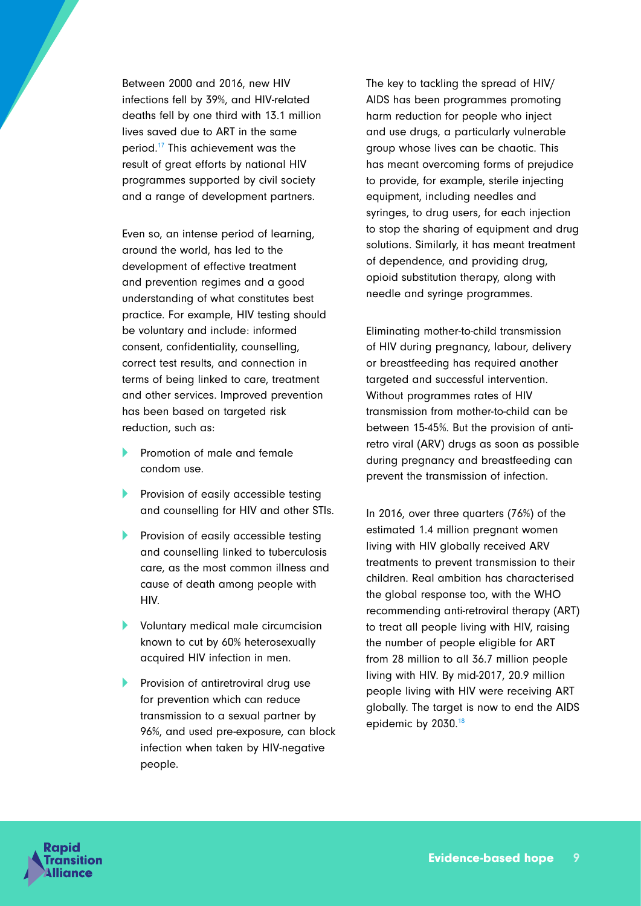Between 2000 and 2016, new HIV infections fell by 39%, and HIV-related deaths fell by one third with 13.1 million lives saved due to ART in the same period.[17] This achievement was the result of great efforts by national HIV programmes supported by civil society and a range of development partners.

Even so, an intense period of learning, around the world, has led to the development of effective treatment and prevention regimes and a good understanding of what constitutes best practice. For example, HIV testing should be voluntary and include: informed consent, confidentiality, counselling, correct test results, and connection in terms of being linked to care, treatment and other services. Improved prevention has been based on targeted risk reduction, such as:

- Promotion of male and female condom use.
- Provision of easily accessible testing and counselling for HIV and other STIs.
- Provision of easily accessible testing and counselling linked to tuberculosis care, as the most common illness and cause of death among people with HIV.
- Voluntary medical male circumcision known to cut by 60% heterosexually acquired HIV infection in men.
- Provision of antiretroviral drug use for prevention which can reduce transmission to a sexual partner by 96%, and used pre-exposure, can block infection when taken by HIV-negative people.

The key to tackling the spread of HIV/AIDS has been programmes promoting harm reduction for people who inject and use drugs, a particularly vulnerable group whose lives can be chaotic. This has meant overcoming forms of prejudice to provide, for example, sterile injecting equipment, including needles and syringes, to drug users, for each injection to stop the sharing of equipment and drug solutions. Similarly, it has meant treatment of dependence, and providing drug, opioid substitution therapy, along with needle and syringe programmes.

Eliminating mother-to-child transmission of HIV during pregnancy, labour, delivery or breastfeeding has required another targeted and successful intervention. Without programmes rates of HIV transmission from mother-to-child can be between 15-45%. But the provision of anti-retro viral (ARV) drugs as soon as possible during pregnancy and breastfeeding can prevent the transmission of infection.

In 2016, over three quarters (76%) of the estimated 1.4 million pregnant women living with HIV globally received ARV treatments to prevent transmission to their children. Real ambition has characterised the global response too, with the WHO recommending anti-retroviral therapy (ART) to treat all people living with HIV, raising the number of people eligible for ART from 28 million to all 36.7 million people living with HIV. By mid-2017, 20.9 million people living with HIV were receiving ART globally. The target is now to end the AIDS epidemic by 2030.[18]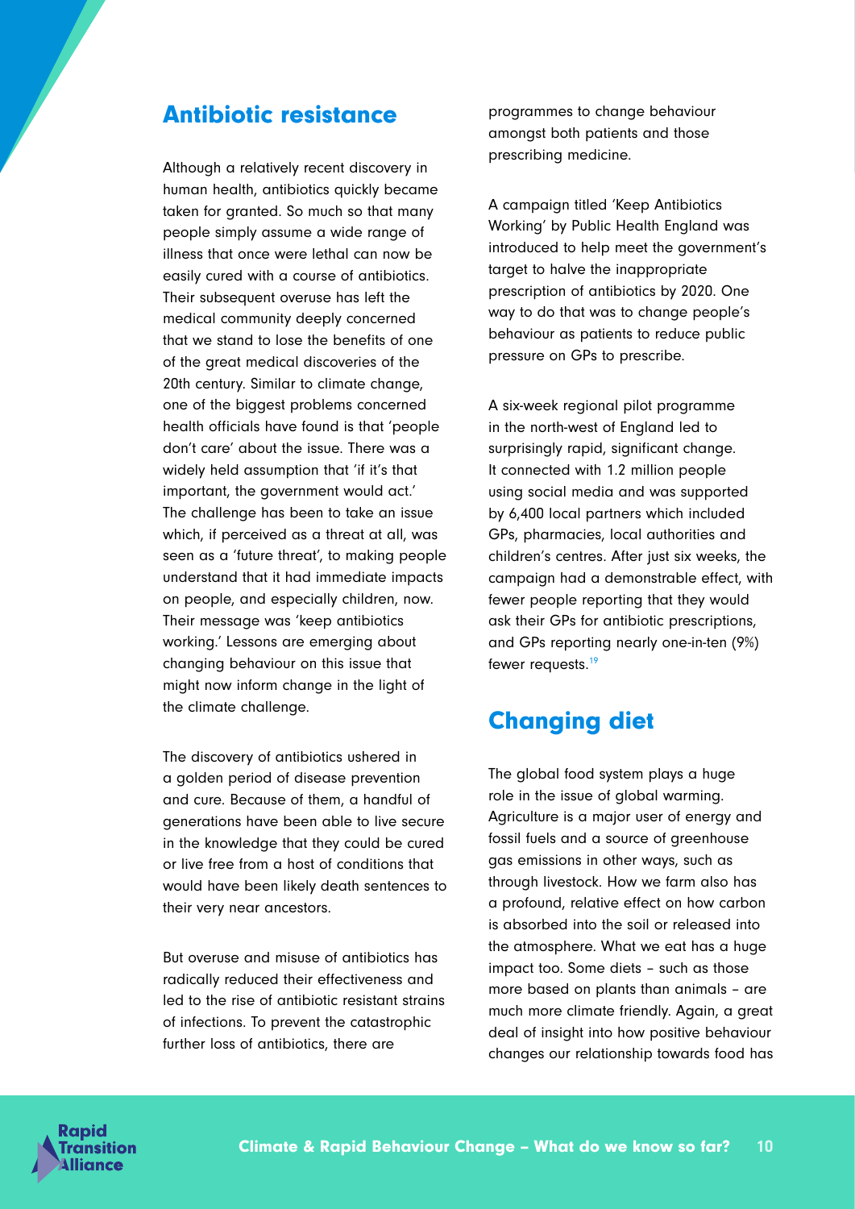## Antibiotic resistance

Although a relatively recent discovery in human health, antibiotics quickly became taken for granted. So much so that many people simply assume a wide range of illness that once were lethal can now be easily cured with a course of antibiotics. Their subsequent overuse has left the medical community deeply concerned that we stand to lose the benefits of one of the great medical discoveries of the 20th century. Similar to climate change, one of the biggest problems concerned health officials have found is that 'people don't care' about the issue. There was a widely held assumption that 'if it's that important, the government would act.' The challenge has been to take an issue which, if perceived as a threat at all, was seen as a 'future threat', to making people understand that it had immediate impacts on people, and especially children, now. Their message was 'keep antibiotics working.' Lessons are emerging about changing behaviour on this issue that might now inform change in the light of the climate challenge.

The discovery of antibiotics ushered in a golden period of disease prevention and cure. Because of them, a handful of generations have been able to live secure in the knowledge that they could be cured or live free from a host of conditions that would have been likely death sentences to their very near ancestors.

But overuse and misuse of antibiotics has radically reduced their effectiveness and led to the rise of antibiotic resistant strains of infections. To prevent the catastrophic further loss of antibiotics, there are programmes to change behaviour amongst both patients and those prescribing medicine.

A campaign titled 'Keep Antibiotics Working' by Public Health England was introduced to help meet the government's target to halve the inappropriate prescription of antibiotics by 2020. One way to do that was to change people's behaviour as patients to reduce public pressure on GPs to prescribe.

A six-week regional pilot programme in the north-west of England led to surprisingly rapid, significant change. It connected with 1.2 million people using social media and was supported by 6,400 local partners which included GPs, pharmacies, local authorities and children's centres. After just six weeks, the campaign had a demonstrable effect, with fewer people reporting that they would ask their GPs for antibiotic prescriptions, and GPs reporting nearly one-in-ten (9%) fewer requests.[19]

## Changing diet

The global food system plays a huge role in the issue of global warming. Agriculture is a major user of energy and fossil fuels and a source of greenhouse gas emissions in other ways, such as through livestock. How we farm also has a profound, relative effect on how carbon is absorbed into the soil or released into the atmosphere. What we eat has a huge impact too. Some diets – such as those more based on plants than animals – are much more climate friendly. Again, a great deal of insight into how positive behaviour changes our relationship towards food has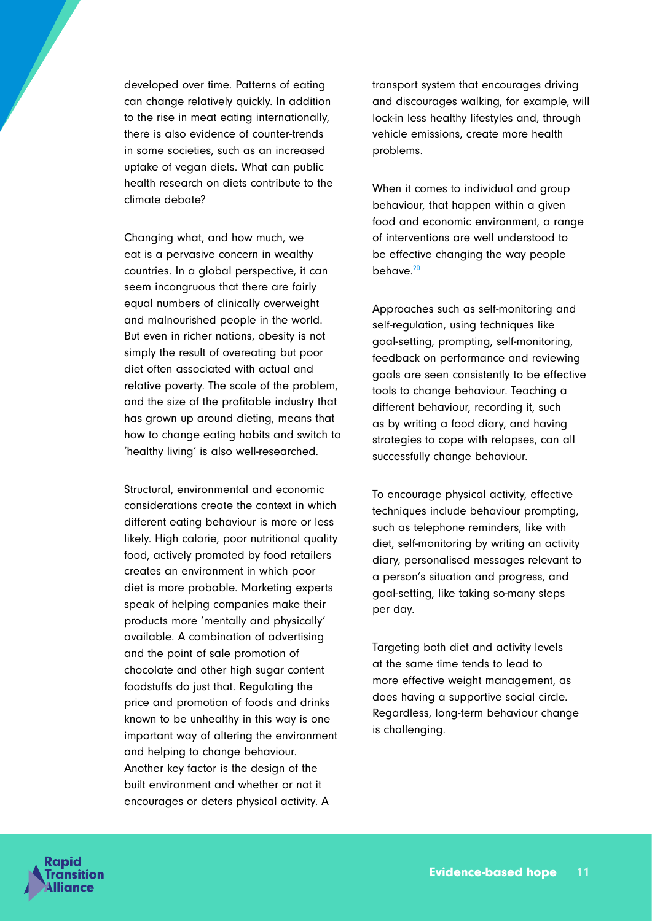developed over time. Patterns of eating can change relatively quickly. In addition to the rise in meat eating internationally, there is also evidence of counter-trends in some societies, such as an increased uptake of vegan diets. What can public health research on diets contribute to the climate debate?

Changing what, and how much, we eat is a pervasive concern in wealthy countries. In a global perspective, it can seem incongruous that there are fairly equal numbers of clinically overweight and malnourished people in the world. But even in richer nations, obesity is not simply the result of overeating but poor diet often associated with actual and relative poverty. The scale of the problem, and the size of the profitable industry that has grown up around dieting, means that how to change eating habits and switch to 'healthy living' is also well-researched.

Structural, environmental and economic considerations create the context in which different eating behaviour is more or less likely. High calorie, poor nutritional quality food, actively promoted by food retailers creates an environment in which poor diet is more probable. Marketing experts speak of helping companies make their products more 'mentally and physically' available. A combination of advertising and the point of sale promotion of chocolate and other high sugar content foodstuffs do just that. Regulating the price and promotion of foods and drinks known to be unhealthy in this way is one important way of altering the environment and helping to change behaviour. Another key factor is the design of the built environment and whether or not it encourages or deters physical activity. A transport system that encourages driving and discourages walking, for example, will lock-in less healthy lifestyles and, through vehicle emissions, create more health problems.

When it comes to individual and group behaviour, that happen within a given food and economic environment, a range of interventions are well understood to be effective changing the way people behave.[20]

Approaches such as self-monitoring and self-regulation, using techniques like goal-setting, prompting, self-monitoring, feedback on performance and reviewing goals are seen consistently to be effective tools to change behaviour. Teaching a different behaviour, recording it, such as by writing a food diary, and having strategies to cope with relapses, can all successfully change behaviour.

To encourage physical activity, effective techniques include behaviour prompting, such as telephone reminders, like with diet, self-monitoring by writing an activity diary, personalised messages relevant to a person's situation and progress, and goal-setting, like taking so-many steps per day.

Targeting both diet and activity levels at the same time tends to lead to more effective weight management, as does having a supportive social circle. Regardless, long-term behaviour change is challenging.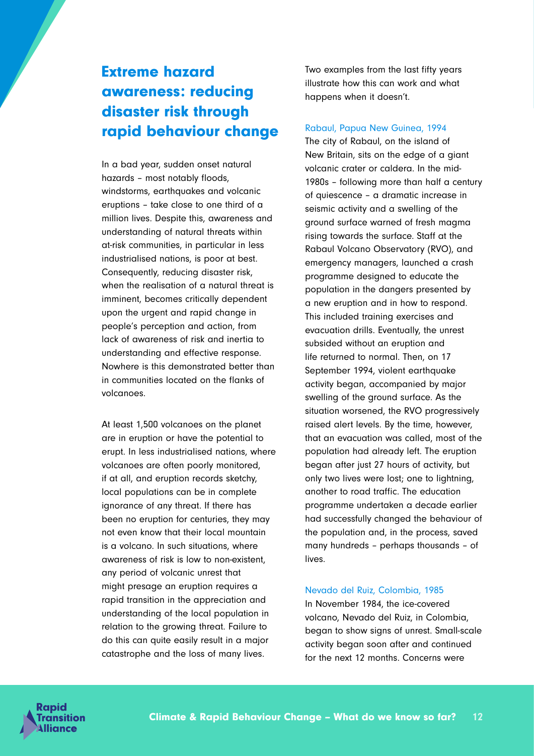## Extreme hazard awareness: reducing disaster risk through rapid behaviour change

In a bad year, sudden onset natural hazards – most notably floods, windstorms, earthquakes and volcanic eruptions – take close to one third of a million lives. Despite this, awareness and understanding of natural threats within at-risk communities, in particular in less industrialised nations, is poor at best. Consequently, reducing disaster risk, when the realisation of a natural threat is imminent, becomes critically dependent upon the urgent and rapid change in people's perception and action, from lack of awareness of risk and inertia to understanding and effective response. Nowhere is this demonstrated better than in communities located on the flanks of volcanoes.

At least 1,500 volcanoes on the planet are in eruption or have the potential to erupt. In less industrialised nations, where volcanoes are often poorly monitored, if at all, and eruption records sketchy, local populations can be in complete ignorance of any threat. If there has been no eruption for centuries, they may not even know that their local mountain is a volcano. In such situations, where awareness of risk is low to non-existent, any period of volcanic unrest that might presage an eruption requires a rapid transition in the appreciation and understanding of the local population in relation to the growing threat. Failure to do this can quite easily result in a major catastrophe and the loss of many lives.

Two examples from the last fifty years illustrate how this can work and what happens when it doesn't.

### Rabaul, Papua New Guinea, 1994

The city of Rabaul, on the island of New Britain, sits on the edge of a giant volcanic crater or caldera. In the mid-1980s – following more than half a century of quiescence – a dramatic increase in seismic activity and a swelling of the ground surface warned of fresh magma rising towards the surface. Staff at the Rabaul Volcano Observatory (RVO), and emergency managers, launched a crash programme designed to educate the population in the dangers presented by a new eruption and in how to respond. This included training exercises and evacuation drills. Eventually, the unrest subsided without an eruption and life returned to normal. Then, on 17 September 1994, violent earthquake activity began, accompanied by major swelling of the ground surface. As the situation worsened, the RVO progressively raised alert levels. By the time, however, that an evacuation was called, most of the population had already left. The eruption began after just 27 hours of activity, but only two lives were lost; one to lightning, another to road traffic. The education programme undertaken a decade earlier had successfully changed the behaviour of the population and, in the process, saved many hundreds – perhaps thousands – of lives.

### Nevado del Ruiz, Colombia, 1985

In November 1984, the ice-covered volcano, Nevado del Ruiz, in Colombia, began to show signs of unrest. Small-scale activity began soon after and continued for the next 12 months. Concerns were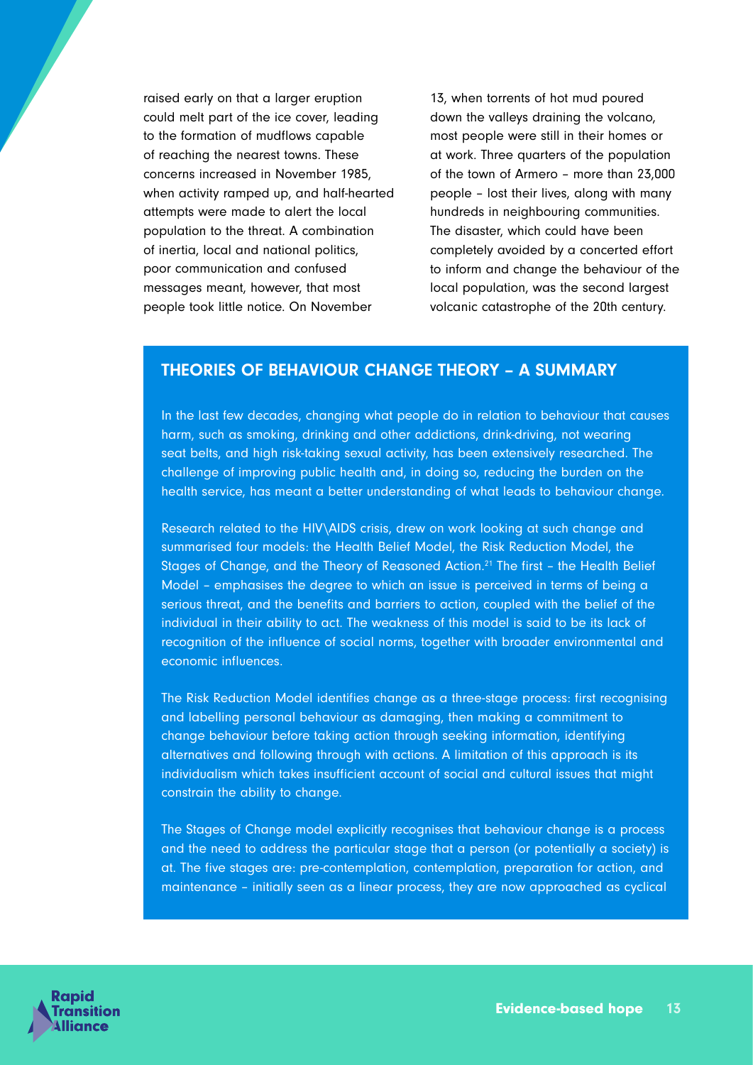raised early on that a larger eruption could melt part of the ice cover, leading to the formation of mudflows capable of reaching the nearest towns. These concerns increased in November 1985, when activity ramped up, and half-hearted attempts were made to alert the local population to the threat. A combination of inertia, local and national politics, poor communication and confused messages meant, however, that most people took little notice. On November 13, when torrents of hot mud poured down the valleys draining the volcano, most people were still in their homes or at work. Three quarters of the population of the town of Armero – more than 23,000 people – lost their lives, along with many hundreds in neighbouring communities. The disaster, which could have been completely avoided by a concerted effort to inform and change the behaviour of the local population, was the second largest volcanic catastrophe of the 20th century.

## THEORIES OF BEHAVIOUR CHANGE THEORY – A SUMMARY

In the last few decades, changing what people do in relation to behaviour that causes harm, such as smoking, drinking and other addictions, drink-driving, not wearing seat belts, and high risk-taking sexual activity, has been extensively researched. The challenge of improving public health and, in doing so, reducing the burden on the health service, has meant a better understanding of what leads to behaviour change.

Research related to the HIV\AIDS crisis, drew on work looking at such change and summarised four models: the Health Belief Model, the Risk Reduction Model, the Stages of Change, and the Theory of Reasoned Action.[21] The first – the Health Belief Model – emphasises the degree to which an issue is perceived in terms of being a serious threat, and the benefits and barriers to action, coupled with the belief of the individual in their ability to act. The weakness of this model is said to be its lack of recognition of the influence of social norms, together with broader environmental and economic influences.

The Risk Reduction Model identifies change as a three-stage process: first recognising and labelling personal behaviour as damaging, then making a commitment to change behaviour before taking action through seeking information, identifying alternatives and following through with actions. A limitation of this approach is its individualism which takes insufficient account of social and cultural issues that might constrain the ability to change.

The Stages of Change model explicitly recognises that behaviour change is a process and the need to address the particular stage that a person (or potentially a society) is at. The five stages are: pre-contemplation, contemplation, preparation for action, and maintenance – initially seen as a linear process, they are now approached as cyclical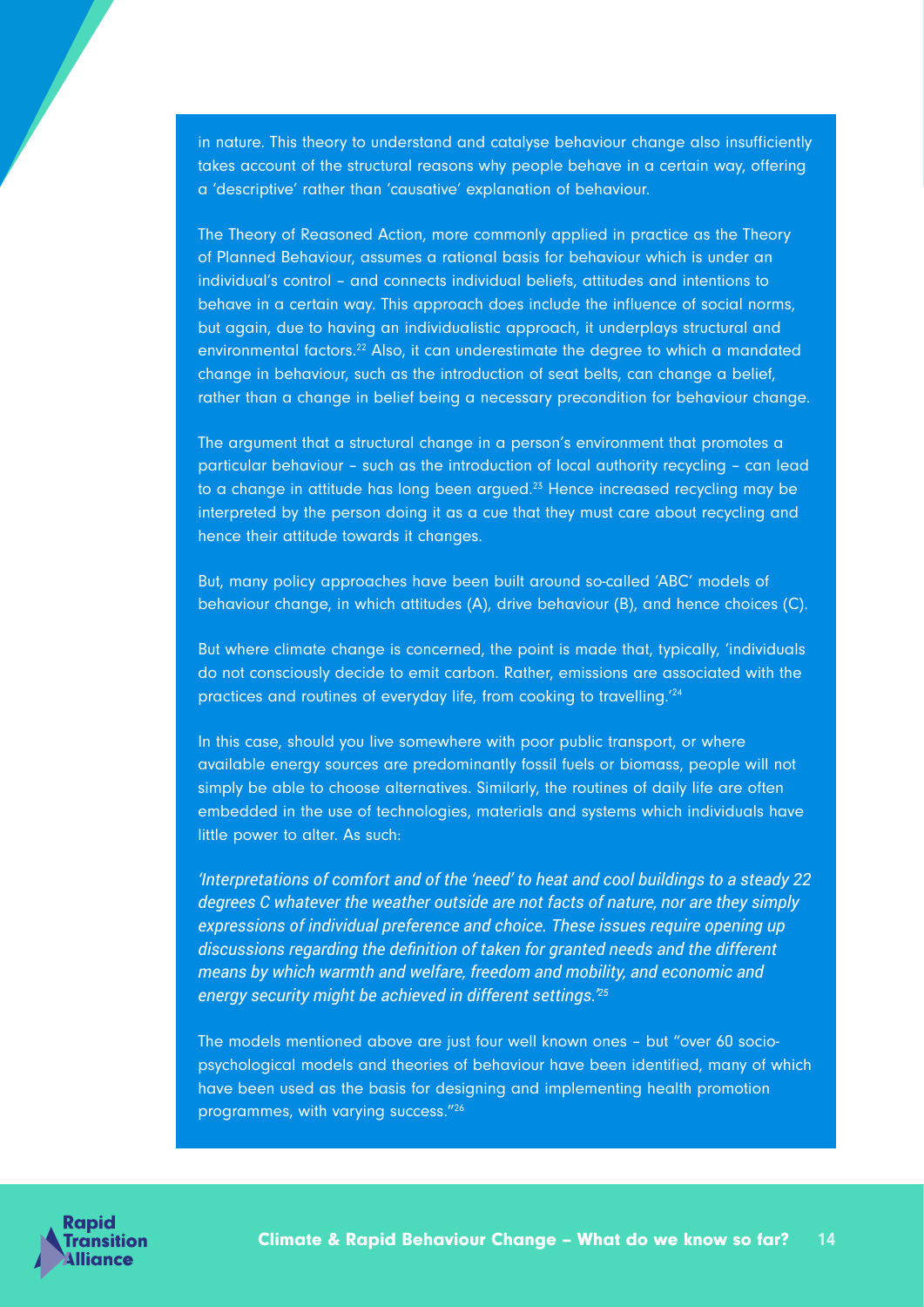in nature. This theory to understand and catalyse behaviour change also insufficiently takes account of the structural reasons why people behave in a certain way, offering a 'descriptive' rather than 'causative' explanation of behaviour.

The Theory of Reasoned Action, more commonly applied in practice as the Theory of Planned Behaviour, assumes a rational basis for behaviour which is under an individual's control – and connects individual beliefs, attitudes and intentions to behave in a certain way. This approach does include the influence of social norms, but again, due to having an individualistic approach, it underplays structural and environmental factors.[22] Also, it can underestimate the degree to which a mandated change in behaviour, such as the introduction of seat belts, can change a belief, rather than a change in belief being a necessary precondition for behaviour change.

The argument that a structural change in a person's environment that promotes a particular behaviour – such as the introduction of local authority recycling – can lead to a change in attitude has long been argued.[23] Hence increased recycling may be interpreted by the person doing it as a cue that they must care about recycling and hence their attitude towards it changes.

But, many policy approaches have been built around so-called 'ABC' models of behaviour change, in which attitudes (A), drive behaviour (B), and hence choices (C).

But where climate change is concerned, the point is made that, typically, 'individuals do not consciously decide to emit carbon. Rather, emissions are associated with the practices and routines of everyday life, from cooking to travelling.'[24]

In this case, should you live somewhere with poor public transport, or where available energy sources are predominantly fossil fuels or biomass, people will not simply be able to choose alternatives. Similarly, the routines of daily life are often embedded in the use of technologies, materials and systems which individuals have little power to alter. As such:

*'Interpretations of comfort and of the 'need' to heat and cool buildings to a steady 22 degrees C whatever the weather outside are not facts of nature, nor are they simply expressions of individual preference and choice. These issues require opening up discussions regarding the definition of taken for granted needs and the different means by which warmth and welfare, freedom and mobility, and economic and energy security might be achieved in different settings.'*[25]

The models mentioned above are just four well known ones – but "over 60 socio-psychological models and theories of behaviour have been identified, many of which have been used as the basis for designing and implementing health promotion programmes, with varying success."[26]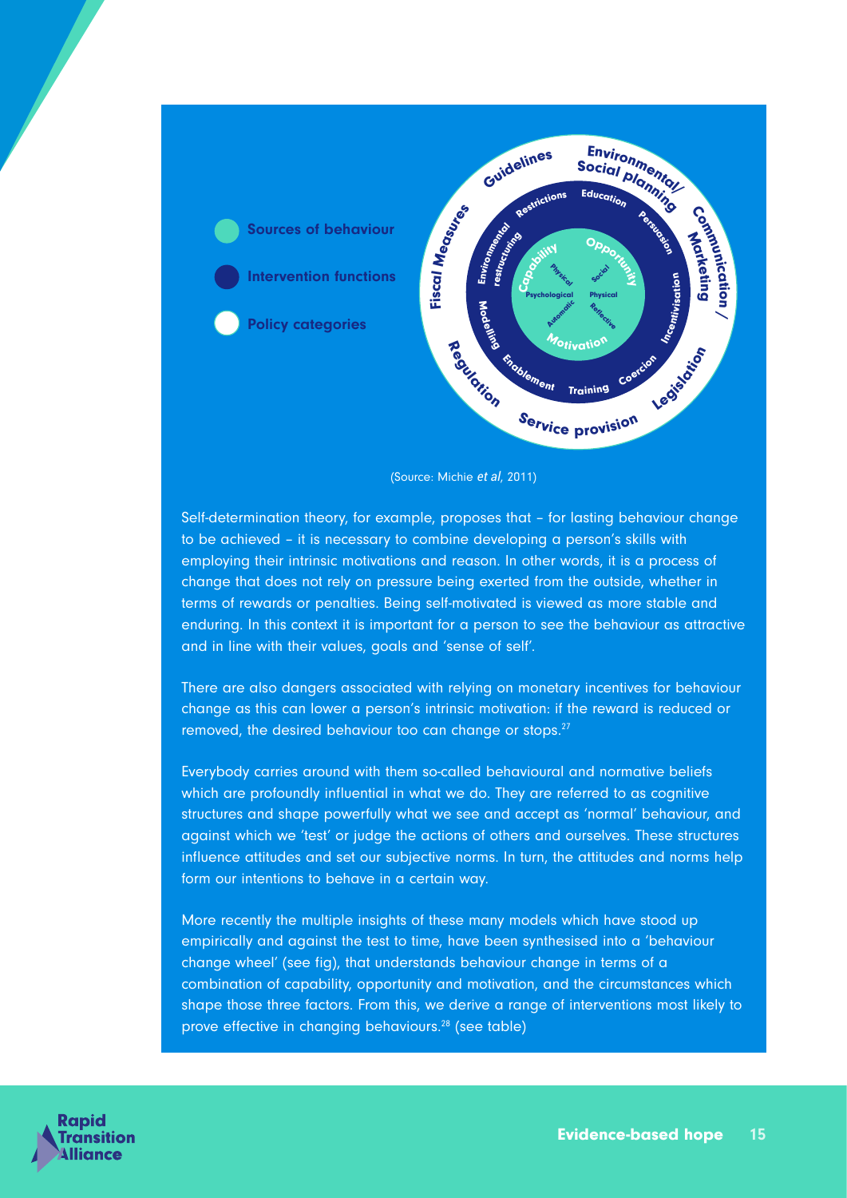Sources of behaviour

Intervention functions

Policy categories

Guidelines
Environmental/ Social planning
Communication / Marketing
Legislation
Service provision
Regulation
Fiscal Measures

Restrictions
Education
Persuasion
Incentivisation
Coercion
Training
Enablement
Modelling
Environmental restructuring

Capability
Opportunity
Motivation
Physical
Psychological
Social
Physical
Automatic
Reflective

(Source: Michie *et al*, 2011)

Self-determination theory, for example, proposes that – for lasting behaviour change to be achieved – it is necessary to combine developing a person's skills with employing their intrinsic motivations and reason. In other words, it is a process of change that does not rely on pressure being exerted from the outside, whether in terms of rewards or penalties. Being self-motivated is viewed as more stable and enduring. In this context it is important for a person to see the behaviour as attractive and in line with their values, goals and 'sense of self'.

There are also dangers associated with relying on monetary incentives for behaviour change as this can lower a person's intrinsic motivation: if the reward is reduced or removed, the desired behaviour too can change or stops.[27]

Everybody carries around with them so-called behavioural and normative beliefs which are profoundly influential in what we do. They are referred to as cognitive structures and shape powerfully what we see and accept as 'normal' behaviour, and against which we 'test' or judge the actions of others and ourselves. These structures influence attitudes and set our subjective norms. In turn, the attitudes and norms help form our intentions to behave in a certain way.

More recently the multiple insights of these many models which have stood up empirically and against the test to time, have been synthesised into a 'behaviour change wheel' (see fig), that understands behaviour change in terms of a combination of capability, opportunity and motivation, and the circumstances which shape those three factors. From this, we derive a range of interventions most likely to prove effective in changing behaviours.[28] (see table)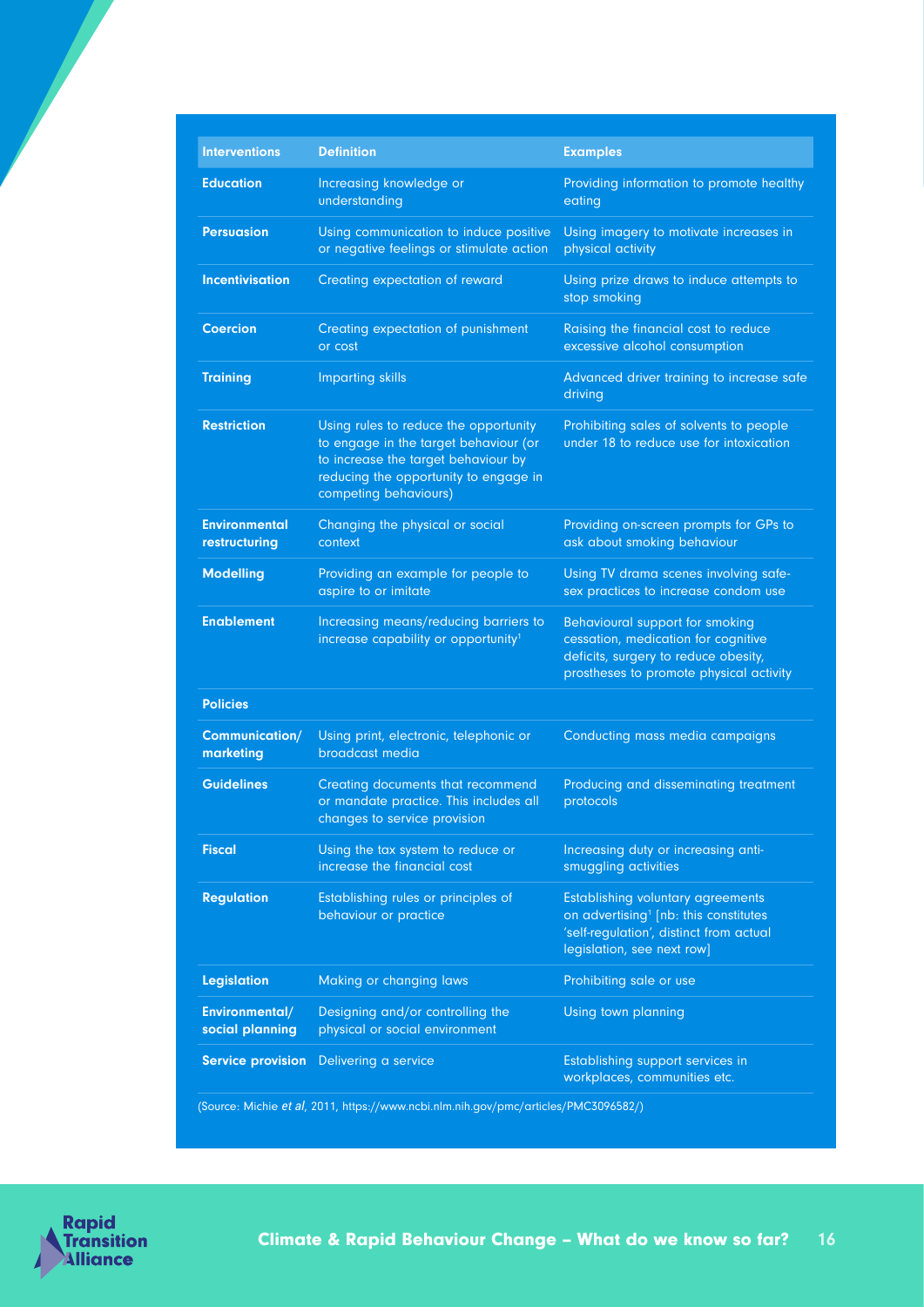| Interventions | Definition | Examples |
|---|---|---|
| **Education** | Increasing knowledge or understanding | Providing information to promote healthy eating |
| **Persuasion** | Using communication to induce positive or negative feelings or stimulate action | Using imagery to motivate increases in physical activity |
| **Incentivisation** | Creating expectation of reward | Using prize draws to induce attempts to stop smoking |
| **Coercion** | Creating expectation of punishment or cost | Raising the financial cost to reduce excessive alcohol consumption |
| **Training** | Imparting skills | Advanced driver training to increase safe driving |
| **Restriction** | Using rules to reduce the opportunity to engage in the target behaviour (or to increase the target behaviour by reducing the opportunity to engage in competing behaviours) | Prohibiting sales of solvents to people under 18 to reduce use for intoxication |
| **Environmental restructuring** | Changing the physical or social context | Providing on-screen prompts for GPs to ask about smoking behaviour |
| **Modelling** | Providing an example for people to aspire to or imitate | Using TV drama scenes involving safe-sex practices to increase condom use |
| **Enablement** | Increasing means/reducing barriers to increase capability or opportunity[1] | Behavioural support for smoking cessation, medication for cognitive deficits, surgery to reduce obesity, prostheses to promote physical activity |
| **Policies** | | |
| **Communication/ marketing** | Using print, electronic, telephonic or broadcast media | Conducting mass media campaigns |
| **Guidelines** | Creating documents that recommend or mandate practice. This includes all changes to service provision | Producing and disseminating treatment protocols |
| **Fiscal** | Using the tax system to reduce or increase the financial cost | Increasing duty or increasing anti-smuggling activities |
| **Regulation** | Establishing rules or principles of behaviour or practice | Establishing voluntary agreements on advertising[1] [nb: this constitutes 'self-regulation', distinct from actual legislation, see next row] |
| **Legislation** | Making or changing laws | Prohibiting sale or use |
| **Environmental/ social planning** | Designing and/or controlling the physical or social environment | Using town planning |
| **Service provision** | Delivering a service | Establishing support services in workplaces, communities etc. |

(Source: Michie *et al*, 2011, https://www.ncbi.nlm.nih.gov/pmc/articles/PMC3096582/)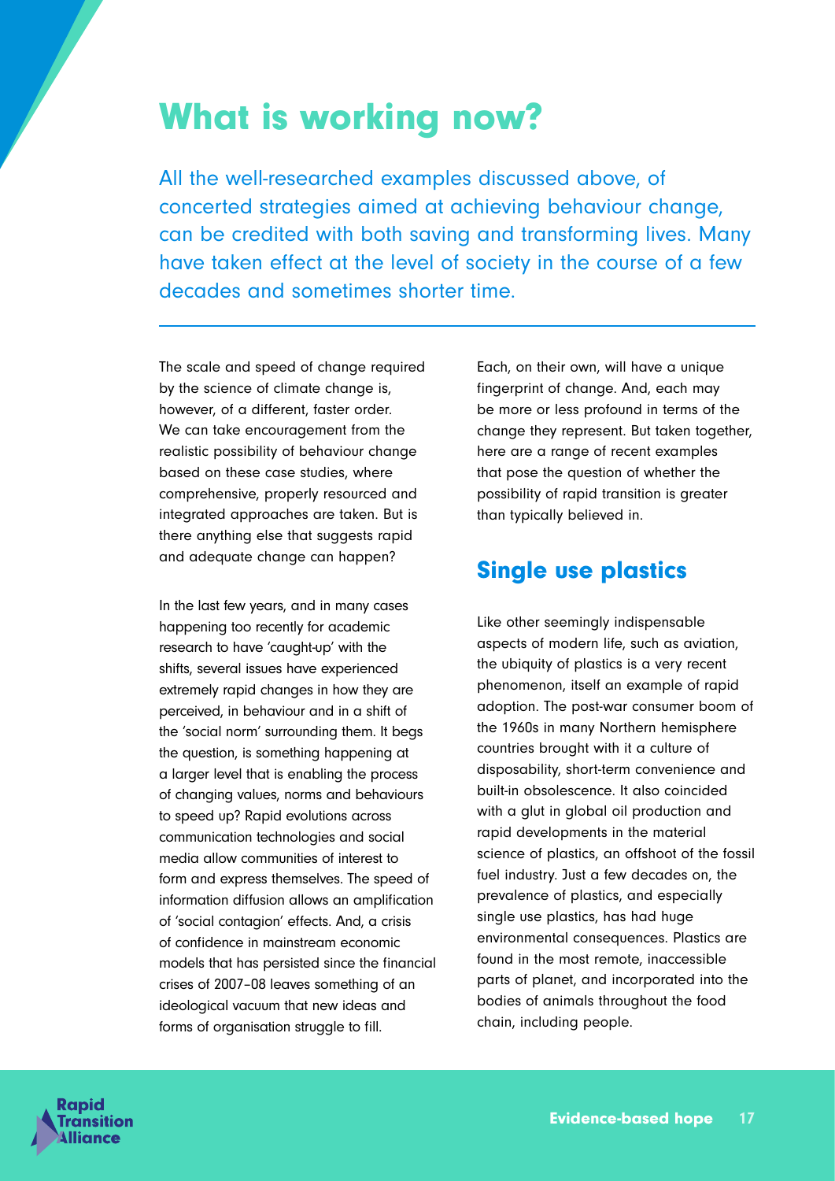# What is working now?

All the well-researched examples discussed above, of concerted strategies aimed at achieving behaviour change, can be credited with both saving and transforming lives. Many have taken effect at the level of society in the course of a few decades and sometimes shorter time.

---

The scale and speed of change required by the science of climate change is, however, of a different, faster order. We can take encouragement from the realistic possibility of behaviour change based on these case studies, where comprehensive, properly resourced and integrated approaches are taken. But is there anything else that suggests rapid and adequate change can happen?

In the last few years, and in many cases happening too recently for academic research to have 'caught-up' with the shifts, several issues have experienced extremely rapid changes in how they are perceived, in behaviour and in a shift of the 'social norm' surrounding them. It begs the question, is something happening at a larger level that is enabling the process of changing values, norms and behaviours to speed up? Rapid evolutions across communication technologies and social media allow communities of interest to form and express themselves. The speed of information diffusion allows an amplification of 'social contagion' effects. And, a crisis of confidence in mainstream economic models that has persisted since the financial crises of 2007–08 leaves something of an ideological vacuum that new ideas and forms of organisation struggle to fill.

Each, on their own, will have a unique fingerprint of change. And, each may be more or less profound in terms of the change they represent. But taken together, here are a range of recent examples that pose the question of whether the possibility of rapid transition is greater than typically believed in.

## Single use plastics

Like other seemingly indispensable aspects of modern life, such as aviation, the ubiquity of plastics is a very recent phenomenon, itself an example of rapid adoption. The post-war consumer boom of the 1960s in many Northern hemisphere countries brought with it a culture of disposability, short-term convenience and built-in obsolescence. It also coincided with a glut in global oil production and rapid developments in the material science of plastics, an offshoot of the fossil fuel industry. Just a few decades on, the prevalence of plastics, and especially single use plastics, has had huge environmental consequences. Plastics are found in the most remote, inaccessible parts of planet, and incorporated into the bodies of animals throughout the food chain, including people.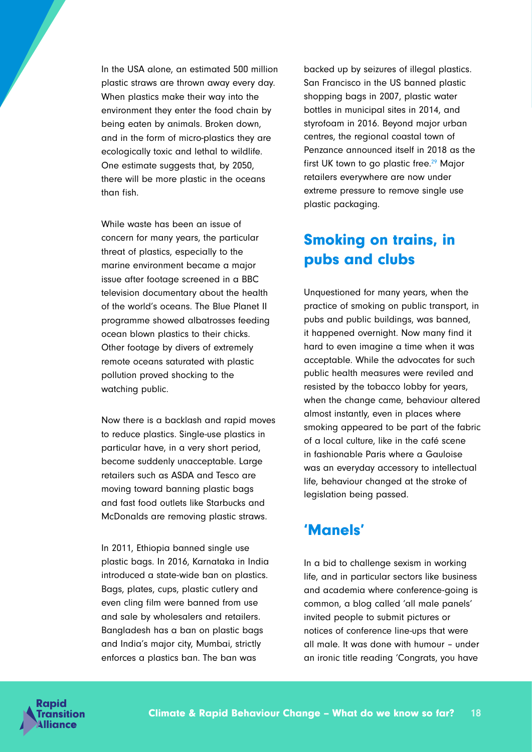In the USA alone, an estimated 500 million plastic straws are thrown away every day. When plastics make their way into the environment they enter the food chain by being eaten by animals. Broken down, and in the form of micro-plastics they are ecologically toxic and lethal to wildlife. One estimate suggests that, by 2050, there will be more plastic in the oceans than fish.

While waste has been an issue of concern for many years, the particular threat of plastics, especially to the marine environment became a major issue after footage screened in a BBC television documentary about the health of the world's oceans. The Blue Planet II programme showed albatrosses feeding ocean blown plastics to their chicks. Other footage by divers of extremely remote oceans saturated with plastic pollution proved shocking to the watching public.

Now there is a backlash and rapid moves to reduce plastics. Single-use plastics in particular have, in a very short period, become suddenly unacceptable. Large retailers such as ASDA and Tesco are moving toward banning plastic bags and fast food outlets like Starbucks and McDonalds are removing plastic straws.

In 2011, Ethiopia banned single use plastic bags. In 2016, Karnataka in India introduced a state-wide ban on plastics. Bags, plates, cups, plastic cutlery and even cling film were banned from use and sale by wholesalers and retailers. Bangladesh has a ban on plastic bags and India's major city, Mumbai, strictly enforces a plastics ban. The ban was backed up by seizures of illegal plastics. San Francisco in the US banned plastic shopping bags in 2007, plastic water bottles in municipal sites in 2014, and styrofoam in 2016. Beyond major urban centres, the regional coastal town of Penzance announced itself in 2018 as the first UK town to go plastic free.[29] Major retailers everywhere are now under extreme pressure to remove single use plastic packaging.

## Smoking on trains, in pubs and clubs

Unquestioned for many years, when the practice of smoking on public transport, in pubs and public buildings, was banned, it happened overnight. Now many find it hard to even imagine a time when it was acceptable. While the advocates for such public health measures were reviled and resisted by the tobacco lobby for years, when the change came, behaviour altered almost instantly, even in places where smoking appeared to be part of the fabric of a local culture, like in the café scene in fashionable Paris where a Gauloise was an everyday accessory to intellectual life, behaviour changed at the stroke of legislation being passed.

## 'Manels'

In a bid to challenge sexism in working life, and in particular sectors like business and academia where conference-going is common, a blog called 'all male panels' invited people to submit pictures or notices of conference line-ups that were all male. It was done with humour – under an ironic title reading 'Congrats, you have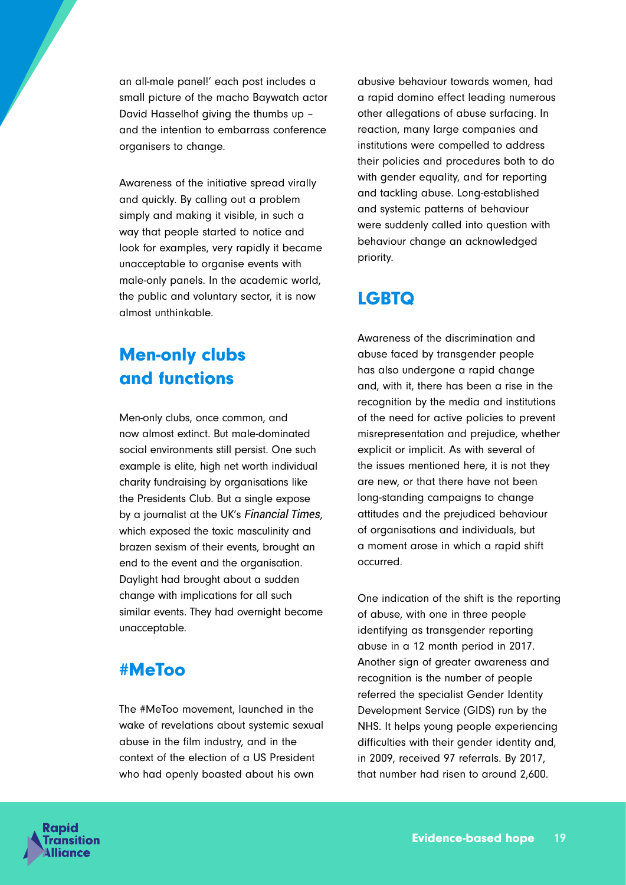an all-male panel!' each post includes a small picture of the macho Baywatch actor David Hasselhof giving the thumbs up – and the intention to embarrass conference organisers to change.

Awareness of the initiative spread virally and quickly. By calling out a problem simply and making it visible, in such a way that people started to notice and look for examples, very rapidly it became unacceptable to organise events with male-only panels. In the academic world, the public and voluntary sector, it is now almost unthinkable.

## Men-only clubs and functions

Men-only clubs, once common, and now almost extinct. But male-dominated social environments still persist. One such example is elite, high net worth individual charity fundraising by organisations like the Presidents Club. But a single expose by a journalist at the UK's *Financial Times*, which exposed the toxic masculinity and brazen sexism of their events, brought an end to the event and the organisation. Daylight had brought about a sudden change with implications for all such similar events. They had overnight become unacceptable.

## #MeToo

The #MeToo movement, launched in the wake of revelations about systemic sexual abuse in the film industry, and in the context of the election of a US President who had openly boasted about his own abusive behaviour towards women, had a rapid domino effect leading numerous other allegations of abuse surfacing. In reaction, many large companies and institutions were compelled to address their policies and procedures both to do with gender equality, and for reporting and tackling abuse. Long-established and systemic patterns of behaviour were suddenly called into question with behaviour change an acknowledged priority.

## LGBTQ

Awareness of the discrimination and abuse faced by transgender people has also undergone a rapid change and, with it, there has been a rise in the recognition by the media and institutions of the need for active policies to prevent misrepresentation and prejudice, whether explicit or implicit. As with several of the issues mentioned here, it is not they are new, or that there have not been long-standing campaigns to change attitudes and the prejudiced behaviour of organisations and individuals, but a moment arose in which a rapid shift occurred.

One indication of the shift is the reporting of abuse, with one in three people identifying as transgender reporting abuse in a 12 month period in 2017. Another sign of greater awareness and recognition is the number of people referred the specialist Gender Identity Development Service (GIDS) run by the NHS. It helps young people experiencing difficulties with their gender identity and, in 2009, received 97 referrals. By 2017, that number had risen to around 2,600.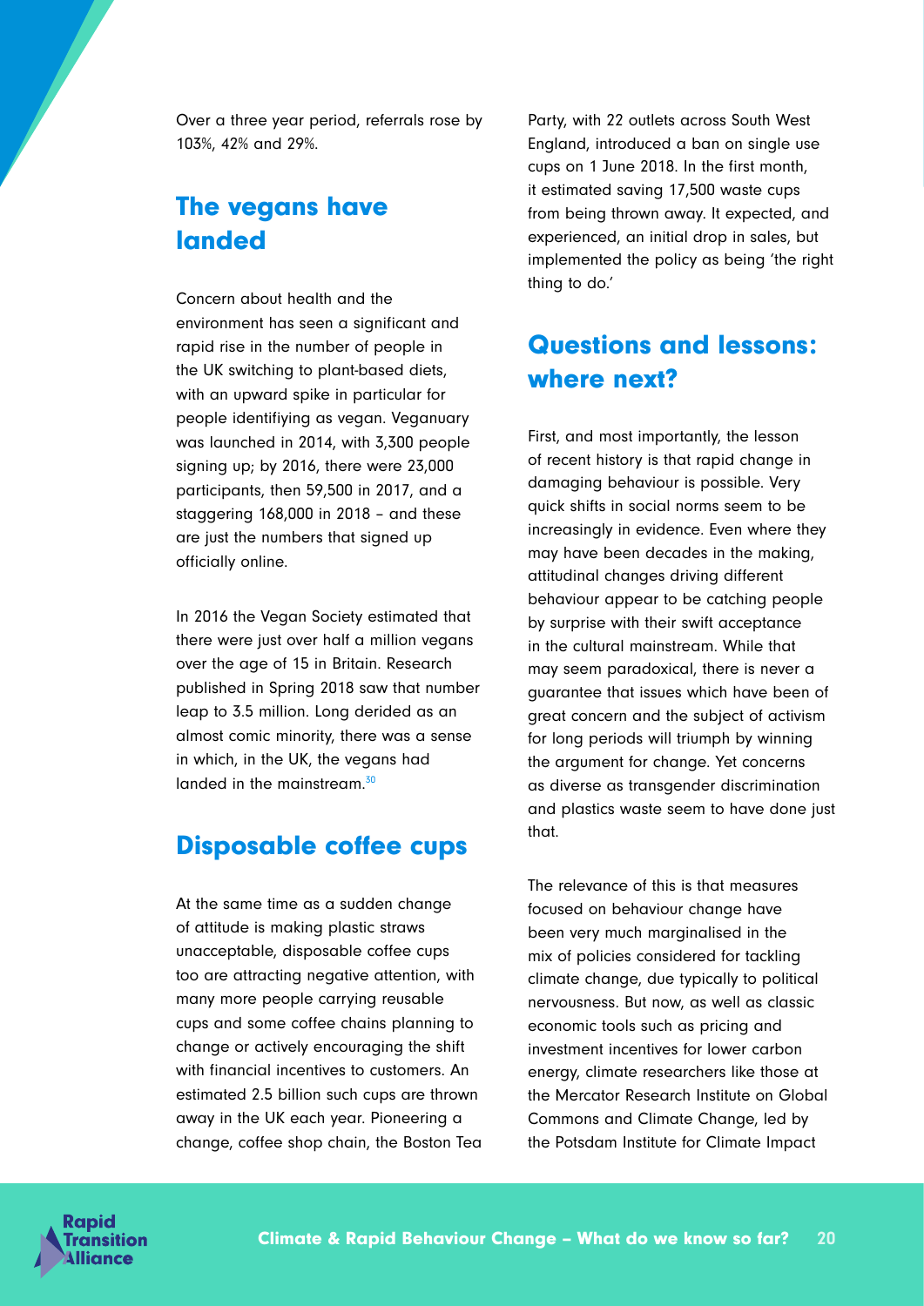Over a three year period, referrals rose by 103%, 42% and 29%.

## The vegans have landed

Concern about health and the environment has seen a significant and rapid rise in the number of people in the UK switching to plant-based diets, with an upward spike in particular for people identifiying as vegan. Veganuary was launched in 2014, with 3,300 people signing up; by 2016, there were 23,000 participants, then 59,500 in 2017, and a staggering 168,000 in 2018 – and these are just the numbers that signed up officially online.

In 2016 the Vegan Society estimated that there were just over half a million vegans over the age of 15 in Britain. Research published in Spring 2018 saw that number leap to 3.5 million. Long derided as an almost comic minority, there was a sense in which, in the UK, the vegans had landed in the mainstream.[30]

## Disposable coffee cups

At the same time as a sudden change of attitude is making plastic straws unacceptable, disposable coffee cups too are attracting negative attention, with many more people carrying reusable cups and some coffee chains planning to change or actively encouraging the shift with financial incentives to customers. An estimated 2.5 billion such cups are thrown away in the UK each year. Pioneering a change, coffee shop chain, the Boston Tea Party, with 22 outlets across South West England, introduced a ban on single use cups on 1 June 2018. In the first month, it estimated saving 17,500 waste cups from being thrown away. It expected, and experienced, an initial drop in sales, but implemented the policy as being 'the right thing to do.'

## Questions and lessons: where next?

First, and most importantly, the lesson of recent history is that rapid change in damaging behaviour is possible. Very quick shifts in social norms seem to be increasingly in evidence. Even where they may have been decades in the making, attitudinal changes driving different behaviour appear to be catching people by surprise with their swift acceptance in the cultural mainstream. While that may seem paradoxical, there is never a guarantee that issues which have been of great concern and the subject of activism for long periods will triumph by winning the argument for change. Yet concerns as diverse as transgender discrimination and plastics waste seem to have done just that.

The relevance of this is that measures focused on behaviour change have been very much marginalised in the mix of policies considered for tackling climate change, due typically to political nervousness. But now, as well as classic economic tools such as pricing and investment incentives for lower carbon energy, climate researchers like those at the Mercator Research Institute on Global Commons and Climate Change, led by the Potsdam Institute for Climate Impact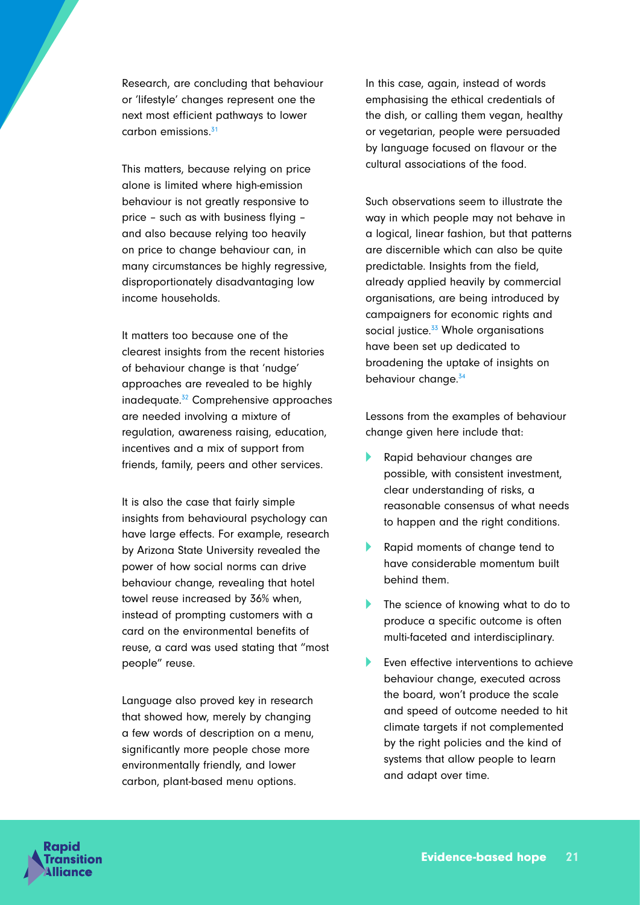Research, are concluding that behaviour or 'lifestyle' changes represent one the next most efficient pathways to lower carbon emissions.[31]

This matters, because relying on price alone is limited where high-emission behaviour is not greatly responsive to price – such as with business flying – and also because relying too heavily on price to change behaviour can, in many circumstances be highly regressive, disproportionately disadvantaging low income households.

It matters too because one of the clearest insights from the recent histories of behaviour change is that 'nudge' approaches are revealed to be highly inadequate.[32] Comprehensive approaches are needed involving a mixture of regulation, awareness raising, education, incentives and a mix of support from friends, family, peers and other services.

It is also the case that fairly simple insights from behavioural psychology can have large effects. For example, research by Arizona State University revealed the power of how social norms can drive behaviour change, revealing that hotel towel reuse increased by 36% when, instead of prompting customers with a card on the environmental benefits of reuse, a card was used stating that "most people" reuse.

Language also proved key in research that showed how, merely by changing a few words of description on a menu, significantly more people chose more environmentally friendly, and lower carbon, plant-based menu options.

In this case, again, instead of words emphasising the ethical credentials of the dish, or calling them vegan, healthy or vegetarian, people were persuaded by language focused on flavour or the cultural associations of the food.

Such observations seem to illustrate the way in which people may not behave in a logical, linear fashion, but that patterns are discernible which can also be quite predictable. Insights from the field, already applied heavily by commercial organisations, are being introduced by campaigners for economic rights and social justice.[33] Whole organisations have been set up dedicated to broadening the uptake of insights on behaviour change.[34]

Lessons from the examples of behaviour change given here include that:

- Rapid behaviour changes are possible, with consistent investment, clear understanding of risks, a reasonable consensus of what needs to happen and the right conditions.
- Rapid moments of change tend to have considerable momentum built behind them.
- The science of knowing what to do to produce a specific outcome is often multi-faceted and interdisciplinary.
- Even effective interventions to achieve behaviour change, executed across the board, won't produce the scale and speed of outcome needed to hit climate targets if not complemented by the right policies and the kind of systems that allow people to learn and adapt over time.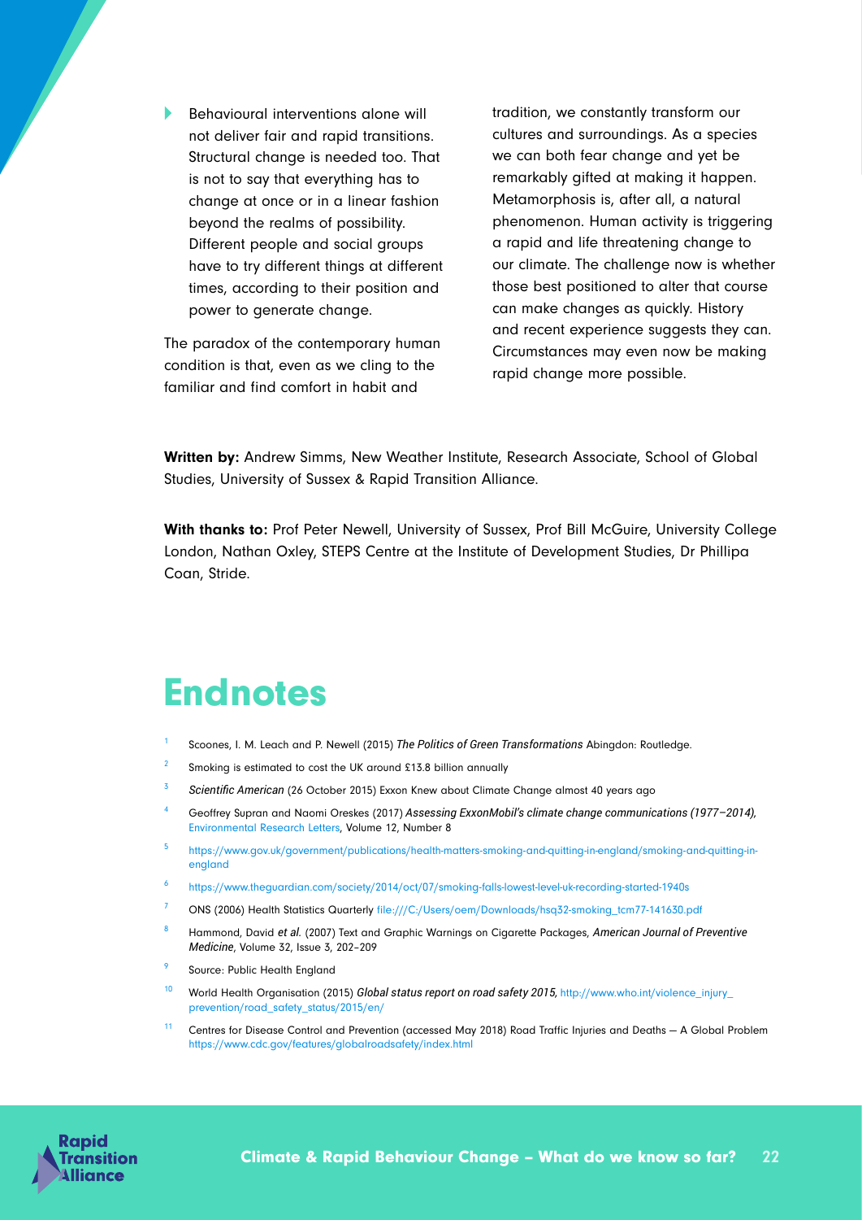- Behavioural interventions alone will not deliver fair and rapid transitions. Structural change is needed too. That is not to say that everything has to change at once or in a linear fashion beyond the realms of possibility. Different people and social groups have to try different things at different times, according to their position and power to generate change.

The paradox of the contemporary human condition is that, even as we cling to the familiar and find comfort in habit and tradition, we constantly transform our cultures and surroundings. As a species we can both fear change and yet be remarkably gifted at making it happen. Metamorphosis is, after all, a natural phenomenon. Human activity is triggering a rapid and life threatening change to our climate. The challenge now is whether those best positioned to alter that course can make changes as quickly. History and recent experience suggests they can. Circumstances may even now be making rapid change more possible.

**Written by:** Andrew Simms, New Weather Institute, Research Associate, School of Global Studies, University of Sussex & Rapid Transition Alliance.

**With thanks to:** Prof Peter Newell, University of Sussex, Prof Bill McGuire, University College London, Nathan Oxley, STEPS Centre at the Institute of Development Studies, Dr Phillipa Coan, Stride.

# Endnotes

1. Scoones, I. M. Leach and P. Newell (2015) *The Politics of Green Transformations* Abingdon: Routledge.
2. Smoking is estimated to cost the UK around £13.8 billion annually
3. *Scientific American* (26 October 2015) Exxon Knew about Climate Change almost 40 years ago
4. Geoffrey Supran and Naomi Oreskes (2017) *Assessing ExxonMobil's climate change communications (1977–2014),* Environmental Research Letters, Volume 12, Number 8
5. https://www.gov.uk/government/publications/health-matters-smoking-and-quitting-in-england/smoking-and-quitting-in-england
6. https://www.theguardian.com/society/2014/oct/07/smoking-falls-lowest-level-uk-recording-started-1940s
7. ONS (2006) Health Statistics Quarterly file:///C:/Users/oem/Downloads/hsq32-smoking_tcm77-141630.pdf
8. Hammond, David *et al.* (2007) Text and Graphic Warnings on Cigarette Packages, *American Journal of Preventive Medicine*, Volume 32, Issue 3, 202–209
9. Source: Public Health England
10. World Health Organisation (2015) *Global status report on road safety 2015,* http://www.who.int/violence_injury_prevention/road_safety_status/2015/en/
11. Centres for Disease Control and Prevention (accessed May 2018) Road Traffic Injuries and Deaths — A Global Problem https://www.cdc.gov/features/globalroadsafety/index.html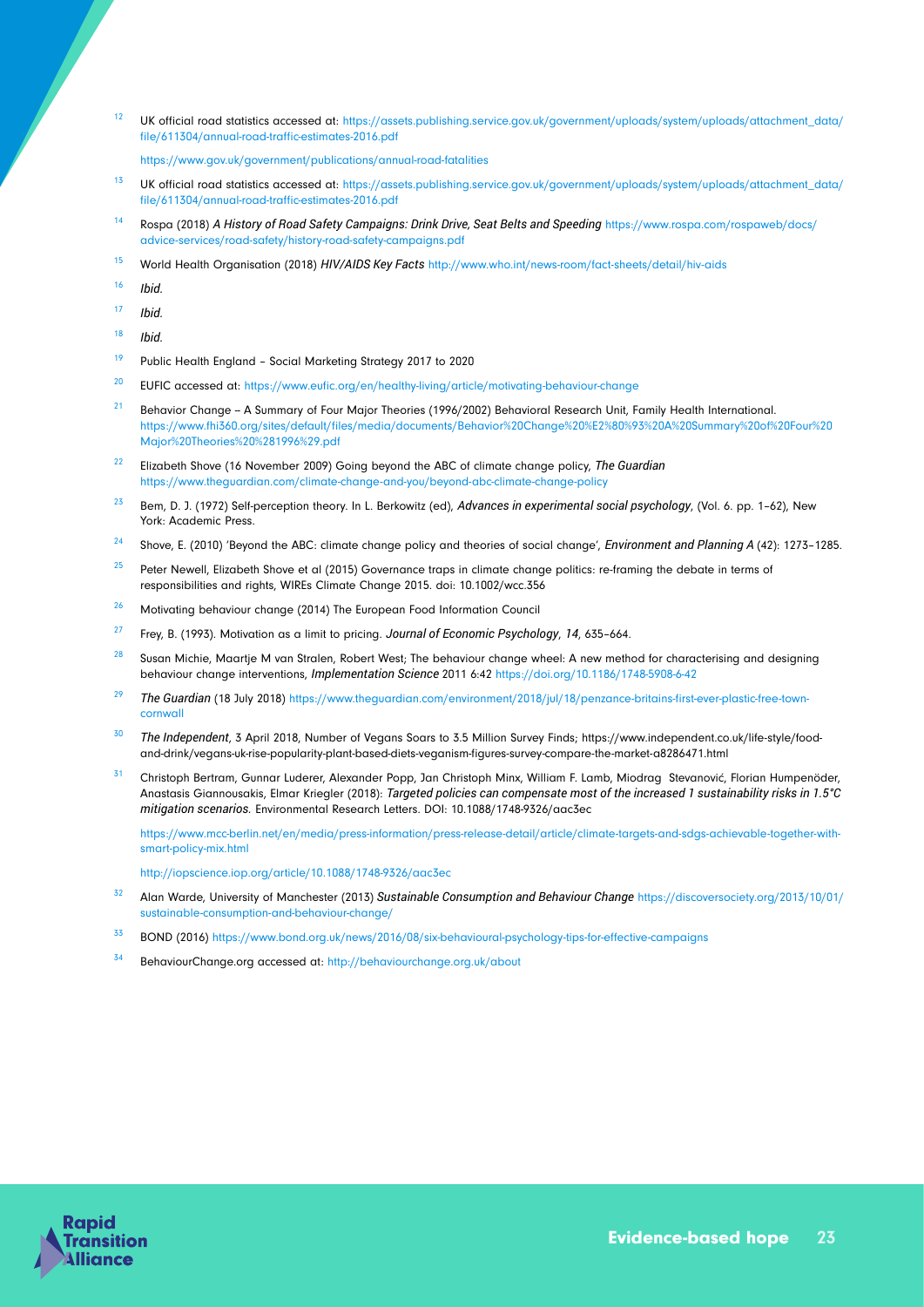[12] UK official road statistics accessed at: https://assets.publishing.service.gov.uk/government/uploads/system/uploads/attachment_data/file/611304/annual-road-traffic-estimates-2016.pdf

https://www.gov.uk/government/publications/annual-road-fatalities

[13] UK official road statistics accessed at: https://assets.publishing.service.gov.uk/government/uploads/system/uploads/attachment_data/file/611304/annual-road-traffic-estimates-2016.pdf

[14] Rospa (2018) *A History of Road Safety Campaigns: Drink Drive, Seat Belts and Speeding* https://www.rospa.com/rospaweb/docs/advice-services/road-safety/history-road-safety-campaigns.pdf

[15] World Health Organisation (2018) *HIV/AIDS Key Facts* http://www.who.int/news-room/fact-sheets/detail/hiv-aids

[16] *Ibid.*

[17] *Ibid.*

[18] *Ibid.*

[19] Public Health England – Social Marketing Strategy 2017 to 2020

[20] EUFIC accessed at: https://www.eufic.org/en/healthy-living/article/motivating-behaviour-change

[21] Behavior Change – A Summary of Four Major Theories (1996/2002) Behavioral Research Unit, Family Health International. https://www.fhi360.org/sites/default/files/media/documents/Behavior%20Change%20%E2%80%93%20A%20Summary%20of%20Four%20Major%20Theories%20%281996%29.pdf

[22] Elizabeth Shove (16 November 2009) Going beyond the ABC of climate change policy, *The Guardian* https://www.theguardian.com/climate-change-and-you/beyond-abc-climate-change-policy

[23] Bem, D. J. (1972) Self-perception theory. In L. Berkowitz (ed), *Advances in experimental social psychology*, (Vol. 6. pp. 1–62), New York: Academic Press.

[24] Shove, E. (2010) 'Beyond the ABC: climate change policy and theories of social change', *Environment and Planning A* (42): 1273–1285.

[25] Peter Newell, Elizabeth Shove et al (2015) Governance traps in climate change politics: re-framing the debate in terms of responsibilities and rights, WIREs Climate Change 2015. doi: 10.1002/wcc.356

[26] Motivating behaviour change (2014) The European Food Information Council

[27] Frey, B. (1993). Motivation as a limit to pricing. *Journal of Economic Psychology*, *14*, 635–664.

[28] Susan Michie, Maartje M van Stralen, Robert West; The behaviour change wheel: A new method for characterising and designing behaviour change interventions, *Implementation Science* 2011 6:42 https://doi.org/10.1186/1748-5908-6-42

[29] *The Guardian* (18 July 2018) https://www.theguardian.com/environment/2018/jul/18/penzance-britains-first-ever-plastic-free-town-cornwall

[30] *The Independent*, 3 April 2018, Number of Vegans Soars to 3.5 Million Survey Finds; https://www.independent.co.uk/life-style/food-and-drink/vegans-uk-rise-popularity-plant-based-diets-veganism-figures-survey-compare-the-market-a8286471.html

[31] Christoph Bertram, Gunnar Luderer, Alexander Popp, Jan Christoph Minx, William F. Lamb, Miodrag Stevanović, Florian Humpenöder, Anastasis Giannousakis, Elmar Kriegler (2018): *Targeted policies can compensate most of the increased 1 sustainability risks in 1.5°C mitigation scenarios.* Environmental Research Letters. DOI: 10.1088/1748-9326/aac3ec

https://www.mcc-berlin.net/en/media/press-information/press-release-detail/article/climate-targets-and-sdgs-achievable-together-with-smart-policy-mix.html

http://iopscience.iop.org/article/10.1088/1748-9326/aac3ec

[32] Alan Warde, University of Manchester (2013) *Sustainable Consumption and Behaviour Change* https://discoversociety.org/2013/10/01/sustainable-consumption-and-behaviour-change/

[33] BOND (2016) https://www.bond.org.uk/news/2016/08/six-behavioural-psychology-tips-for-effective-campaigns

[34] BehaviourChange.org accessed at: http://behaviourchange.org.uk/about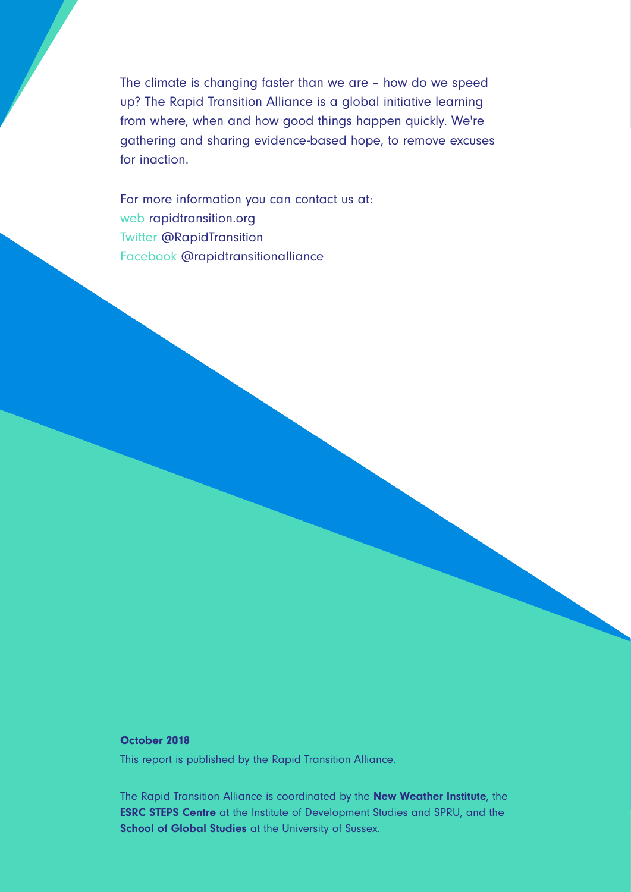The climate is changing faster than we are – how do we speed up? The Rapid Transition Alliance is a global initiative learning from where, when and how good things happen quickly. We're gathering and sharing evidence-based hope, to remove excuses for inaction.

For more information you can contact us at:
web rapidtransition.org
Twitter @RapidTransition
Facebook @rapidtransitionalliance

**October 2018**

This report is published by the Rapid Transition Alliance.

The Rapid Transition Alliance is coordinated by the **New Weather Institute**, the **ESRC STEPS Centre** at the Institute of Development Studies and SPRU, and the **School of Global Studies** at the University of Sussex.